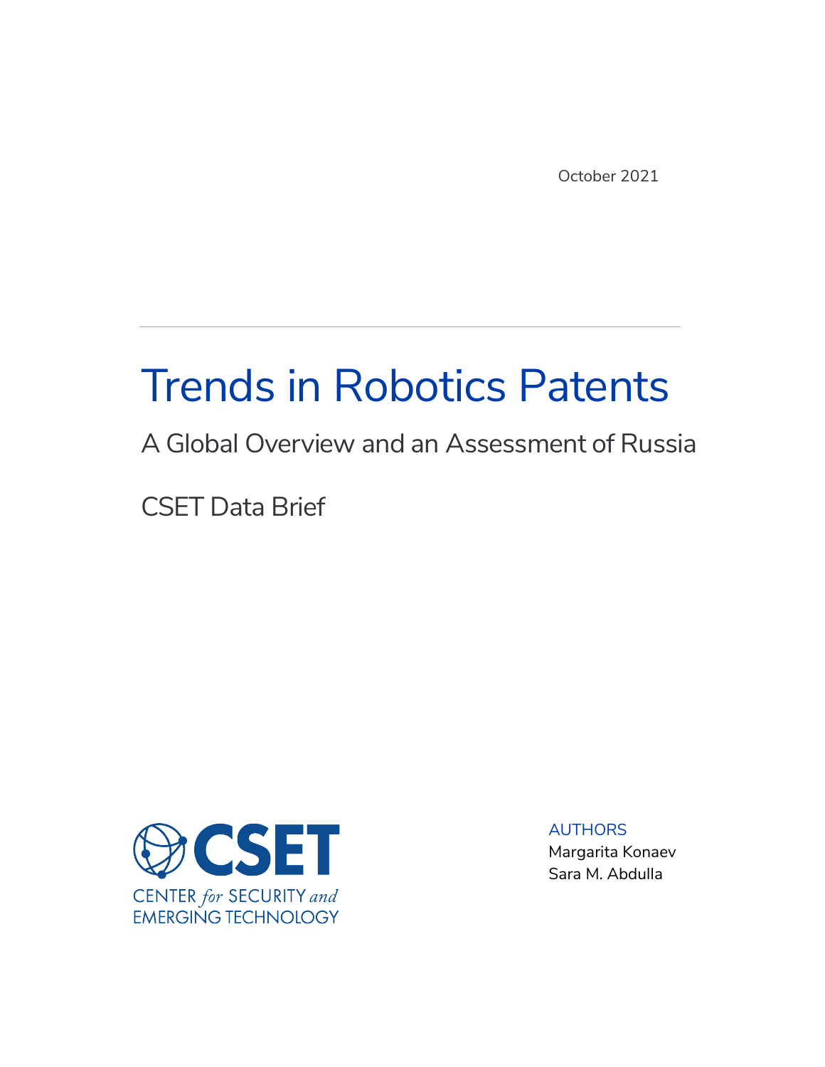October 2021

# Trends in Robotics Patents

## A Global Overview and an Assessment of Russia

CSET Data Brief

CENTER *for* SECURITY *and* EMERGING TECHNOLOGY

AUTHORS
Margarita Konaev
Sara M. Abdulla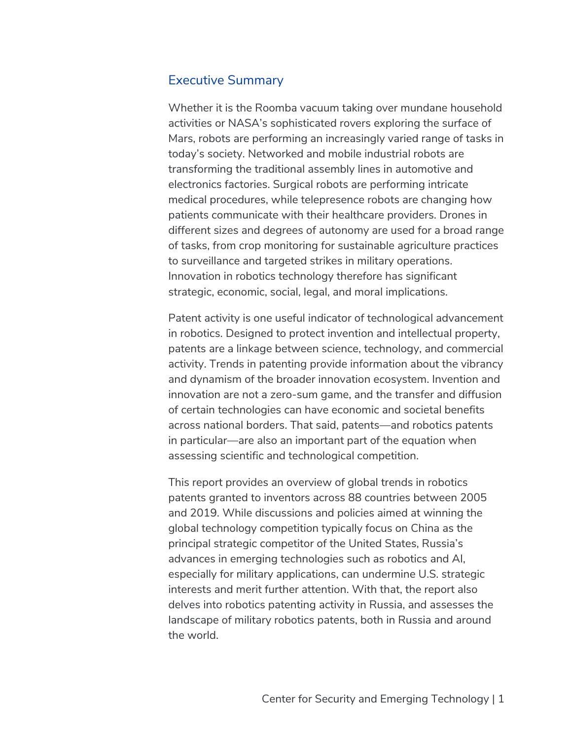## Executive Summary

Whether it is the Roomba vacuum taking over mundane household activities or NASA's sophisticated rovers exploring the surface of Mars, robots are performing an increasingly varied range of tasks in today's society. Networked and mobile industrial robots are transforming the traditional assembly lines in automotive and electronics factories. Surgical robots are performing intricate medical procedures, while telepresence robots are changing how patients communicate with their healthcare providers. Drones in different sizes and degrees of autonomy are used for a broad range of tasks, from crop monitoring for sustainable agriculture practices to surveillance and targeted strikes in military operations. Innovation in robotics technology therefore has significant strategic, economic, social, legal, and moral implications.

Patent activity is one useful indicator of technological advancement in robotics. Designed to protect invention and intellectual property, patents are a linkage between science, technology, and commercial activity. Trends in patenting provide information about the vibrancy and dynamism of the broader innovation ecosystem. Invention and innovation are not a zero-sum game, and the transfer and diffusion of certain technologies can have economic and societal benefits across national borders. That said, patents—and robotics patents in particular—are also an important part of the equation when assessing scientific and technological competition.

This report provides an overview of global trends in robotics patents granted to inventors across 88 countries between 2005 and 2019. While discussions and policies aimed at winning the global technology competition typically focus on China as the principal strategic competitor of the United States, Russia's advances in emerging technologies such as robotics and AI, especially for military applications, can undermine U.S. strategic interests and merit further attention. With that, the report also delves into robotics patenting activity in Russia, and assesses the landscape of military robotics patents, both in Russia and around the world.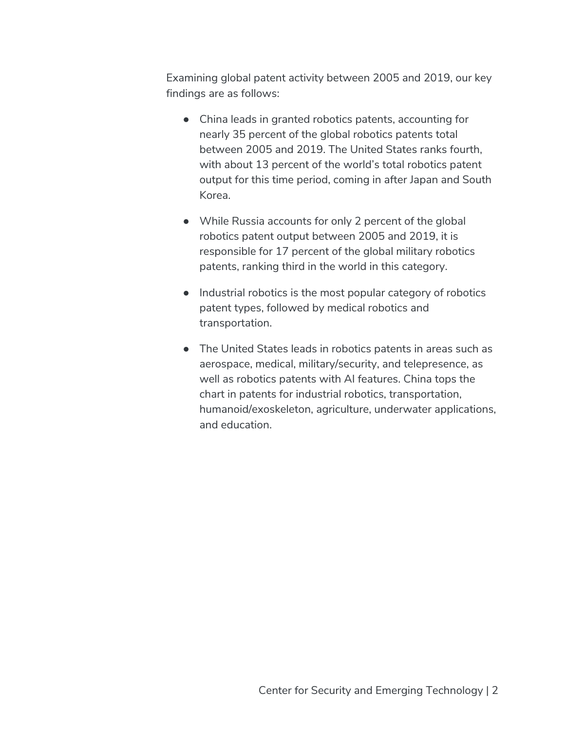Examining global patent activity between 2005 and 2019, our key findings are as follows:

- China leads in granted robotics patents, accounting for nearly 35 percent of the global robotics patents total between 2005 and 2019. The United States ranks fourth, with about 13 percent of the world's total robotics patent output for this time period, coming in after Japan and South Korea.

- While Russia accounts for only 2 percent of the global robotics patent output between 2005 and 2019, it is responsible for 17 percent of the global military robotics patents, ranking third in the world in this category.

- Industrial robotics is the most popular category of robotics patent types, followed by medical robotics and transportation.

- The United States leads in robotics patents in areas such as aerospace, medical, military/security, and telepresence, as well as robotics patents with AI features. China tops the chart in patents for industrial robotics, transportation, humanoid/exoskeleton, agriculture, underwater applications, and education.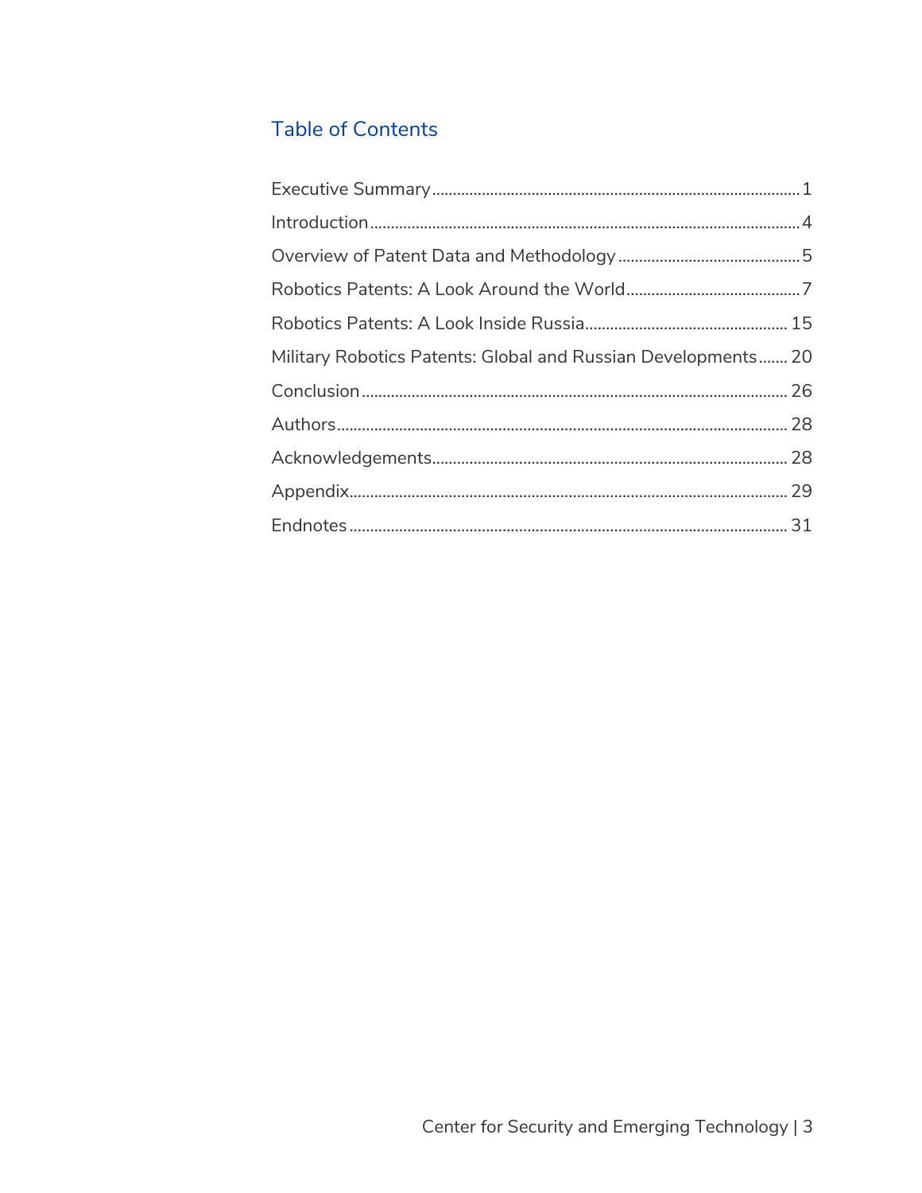## Table of Contents

Executive Summary ........................................................................................ 1

Introduction ....................................................................................................... 4

Overview of Patent Data and Methodology ............................................ 5

Robotics Patents: A Look Around the World .......................................... 7

Robotics Patents: A Look Inside Russia ................................................ 15

Military Robotics Patents: Global and Russian Developments ....... 20

Conclusion ...................................................................................................... 26

Authors ............................................................................................................ 28

Acknowledgements ..................................................................................... 28

Appendix ......................................................................................................... 29

Endnotes ......................................................................................................... 31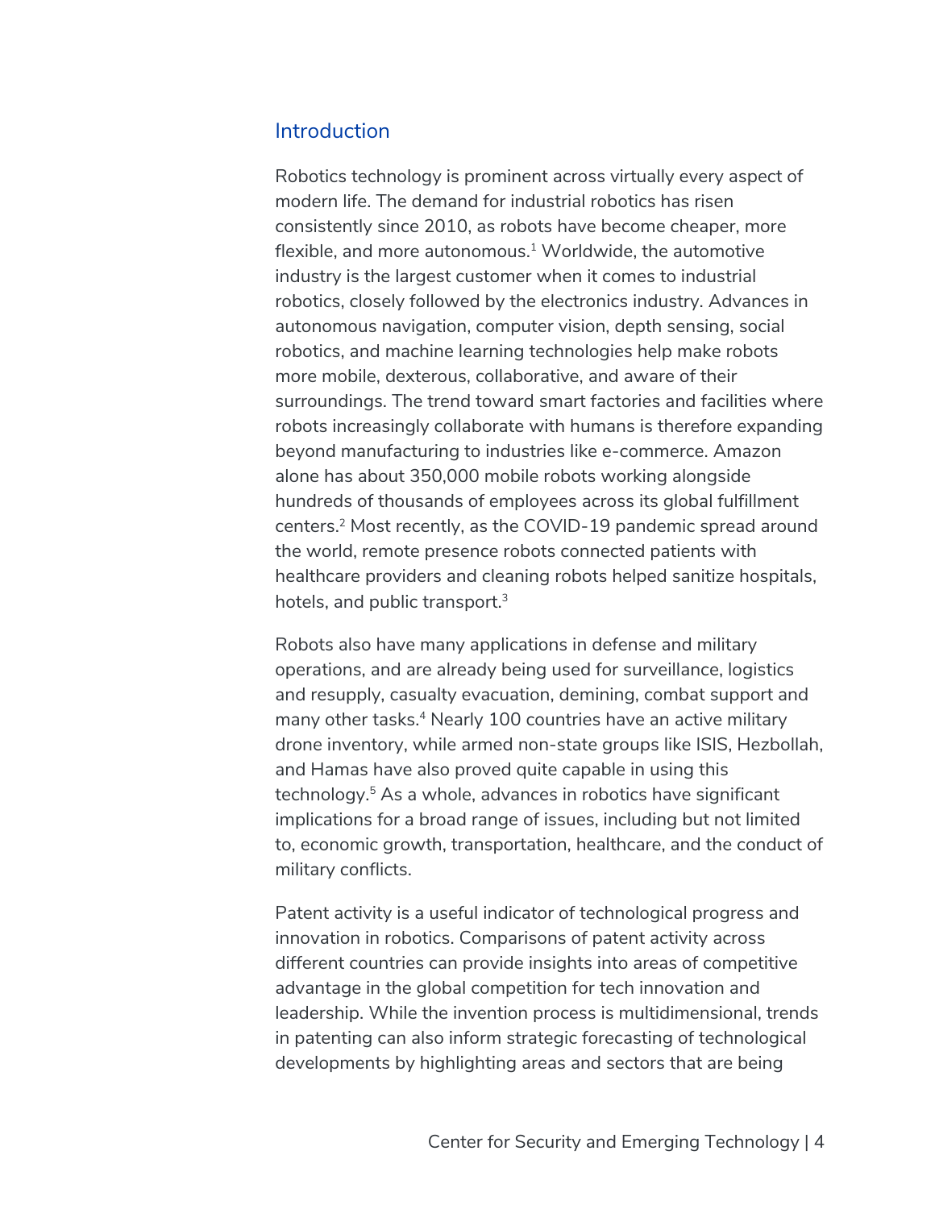## Introduction

Robotics technology is prominent across virtually every aspect of modern life. The demand for industrial robotics has risen consistently since 2010, as robots have become cheaper, more flexible, and more autonomous.[1] Worldwide, the automotive industry is the largest customer when it comes to industrial robotics, closely followed by the electronics industry. Advances in autonomous navigation, computer vision, depth sensing, social robotics, and machine learning technologies help make robots more mobile, dexterous, collaborative, and aware of their surroundings. The trend toward smart factories and facilities where robots increasingly collaborate with humans is therefore expanding beyond manufacturing to industries like e-commerce. Amazon alone has about 350,000 mobile robots working alongside hundreds of thousands of employees across its global fulfillment centers.[2] Most recently, as the COVID-19 pandemic spread around the world, remote presence robots connected patients with healthcare providers and cleaning robots helped sanitize hospitals, hotels, and public transport.[3]

Robots also have many applications in defense and military operations, and are already being used for surveillance, logistics and resupply, casualty evacuation, demining, combat support and many other tasks.[4] Nearly 100 countries have an active military drone inventory, while armed non-state groups like ISIS, Hezbollah, and Hamas have also proved quite capable in using this technology.[5] As a whole, advances in robotics have significant implications for a broad range of issues, including but not limited to, economic growth, transportation, healthcare, and the conduct of military conflicts.

Patent activity is a useful indicator of technological progress and innovation in robotics. Comparisons of patent activity across different countries can provide insights into areas of competitive advantage in the global competition for tech innovation and leadership. While the invention process is multidimensional, trends in patenting can also inform strategic forecasting of technological developments by highlighting areas and sectors that are being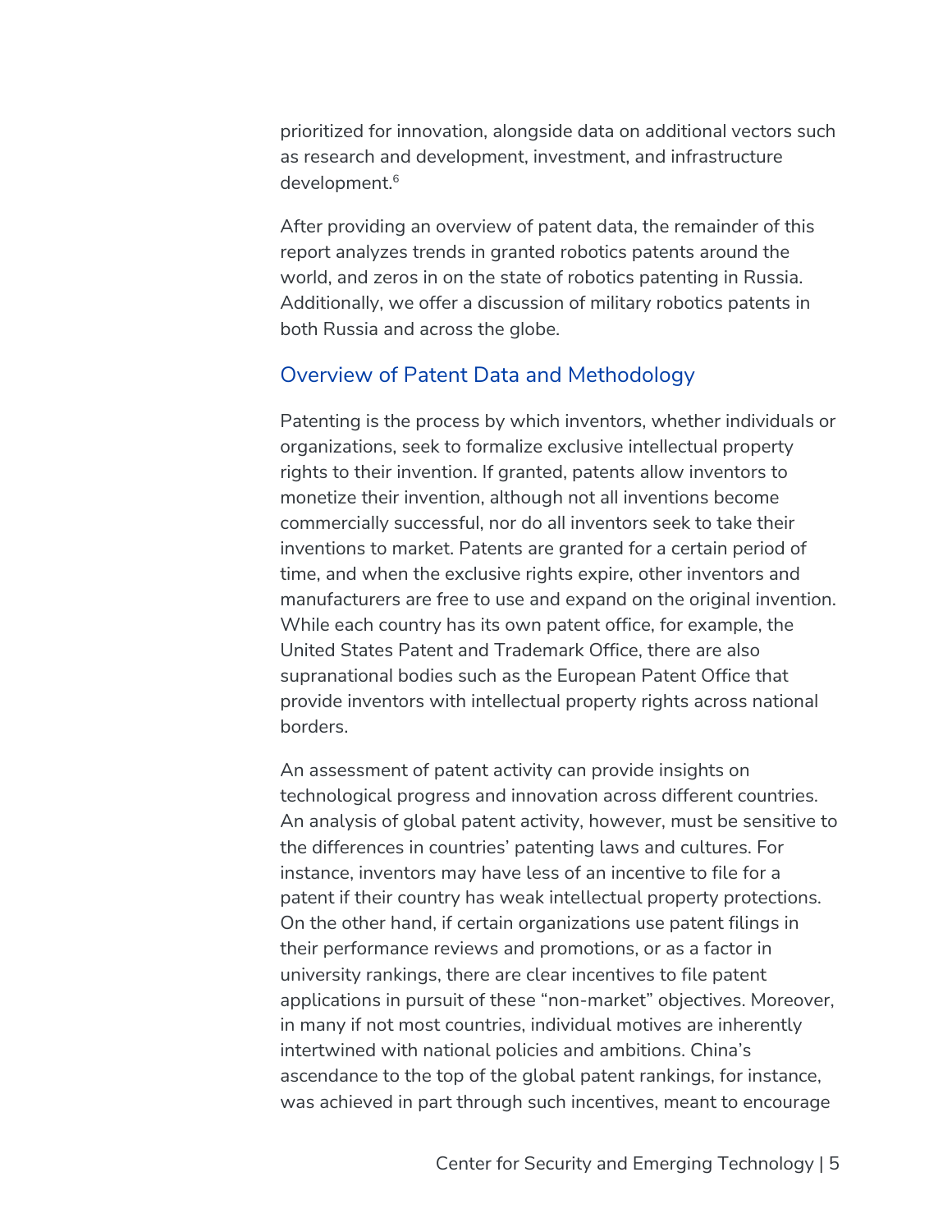prioritized for innovation, alongside data on additional vectors such as research and development, investment, and infrastructure development.[6]

After providing an overview of patent data, the remainder of this report analyzes trends in granted robotics patents around the world, and zeros in on the state of robotics patenting in Russia. Additionally, we offer a discussion of military robotics patents in both Russia and across the globe.

## Overview of Patent Data and Methodology

Patenting is the process by which inventors, whether individuals or organizations, seek to formalize exclusive intellectual property rights to their invention. If granted, patents allow inventors to monetize their invention, although not all inventions become commercially successful, nor do all inventors seek to take their inventions to market. Patents are granted for a certain period of time, and when the exclusive rights expire, other inventors and manufacturers are free to use and expand on the original invention. While each country has its own patent office, for example, the United States Patent and Trademark Office, there are also supranational bodies such as the European Patent Office that provide inventors with intellectual property rights across national borders.

An assessment of patent activity can provide insights on technological progress and innovation across different countries. An analysis of global patent activity, however, must be sensitive to the differences in countries' patenting laws and cultures. For instance, inventors may have less of an incentive to file for a patent if their country has weak intellectual property protections. On the other hand, if certain organizations use patent filings in their performance reviews and promotions, or as a factor in university rankings, there are clear incentives to file patent applications in pursuit of these "non-market" objectives. Moreover, in many if not most countries, individual motives are inherently intertwined with national policies and ambitions. China's ascendance to the top of the global patent rankings, for instance, was achieved in part through such incentives, meant to encourage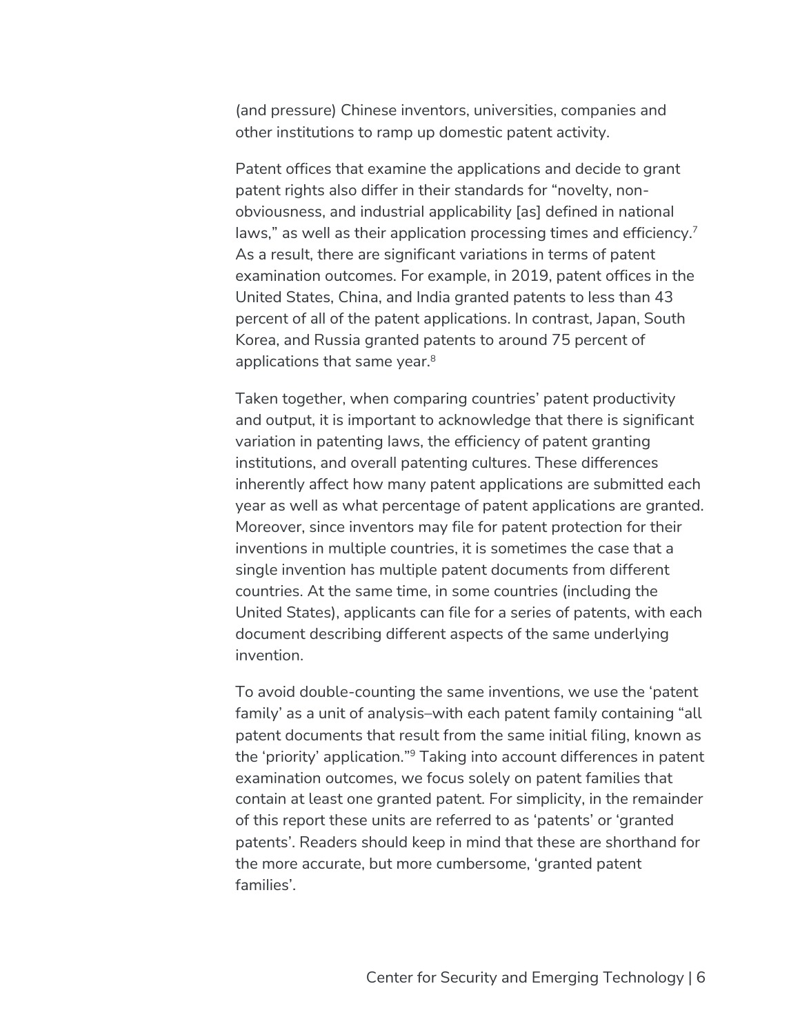(and pressure) Chinese inventors, universities, companies and other institutions to ramp up domestic patent activity.

Patent offices that examine the applications and decide to grant patent rights also differ in their standards for "novelty, non-obviousness, and industrial applicability [as] defined in national laws," as well as their application processing times and efficiency.[7] As a result, there are significant variations in terms of patent examination outcomes. For example, in 2019, patent offices in the United States, China, and India granted patents to less than 43 percent of all of the patent applications. In contrast, Japan, South Korea, and Russia granted patents to around 75 percent of applications that same year.[8]

Taken together, when comparing countries' patent productivity and output, it is important to acknowledge that there is significant variation in patenting laws, the efficiency of patent granting institutions, and overall patenting cultures. These differences inherently affect how many patent applications are submitted each year as well as what percentage of patent applications are granted. Moreover, since inventors may file for patent protection for their inventions in multiple countries, it is sometimes the case that a single invention has multiple patent documents from different countries. At the same time, in some countries (including the United States), applicants can file for a series of patents, with each document describing different aspects of the same underlying invention.

To avoid double-counting the same inventions, we use the 'patent family' as a unit of analysis–with each patent family containing "all patent documents that result from the same initial filing, known as the 'priority' application."[9] Taking into account differences in patent examination outcomes, we focus solely on patent families that contain at least one granted patent. For simplicity, in the remainder of this report these units are referred to as 'patents' or 'granted patents'. Readers should keep in mind that these are shorthand for the more accurate, but more cumbersome, 'granted patent families'.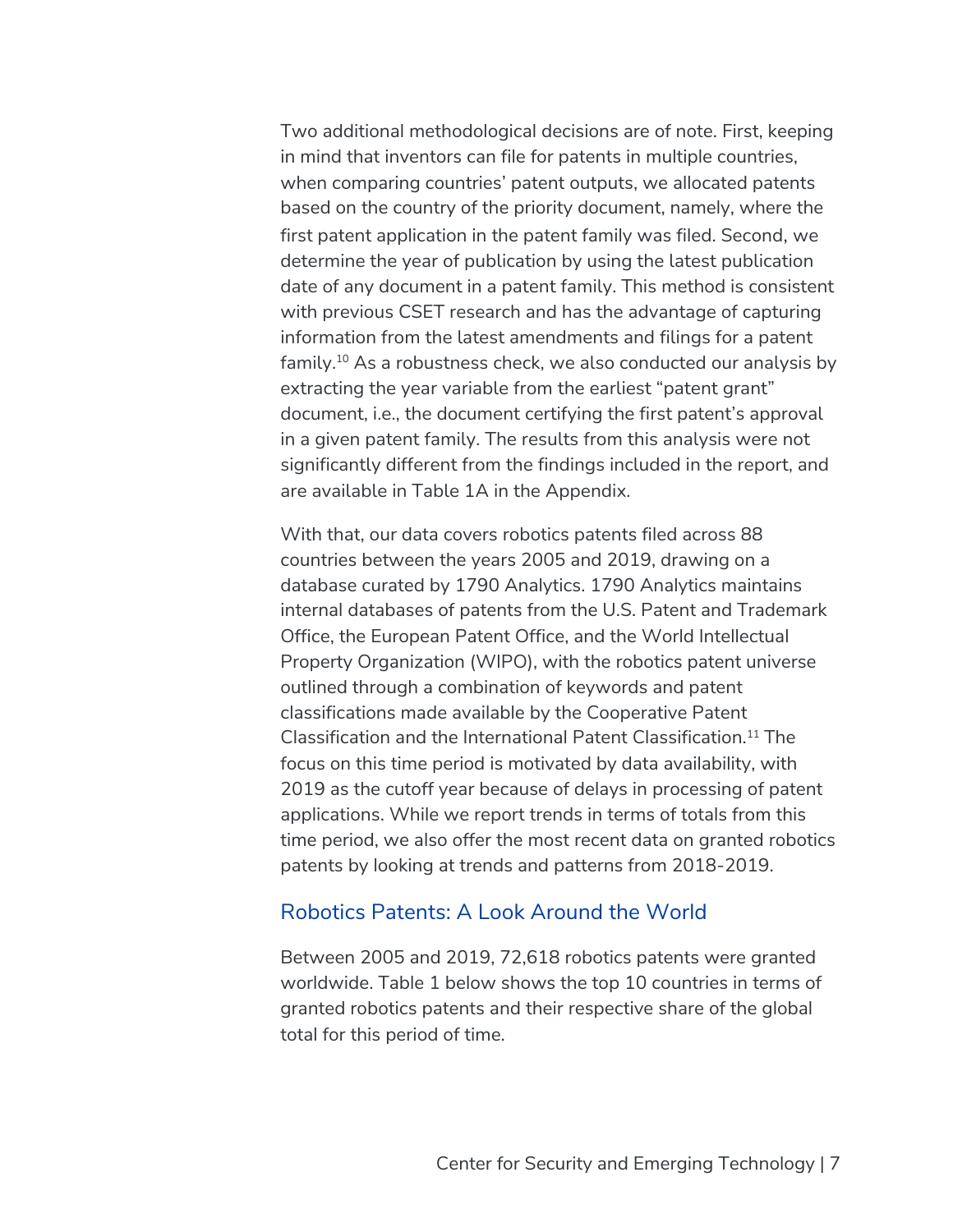Two additional methodological decisions are of note. First, keeping in mind that inventors can file for patents in multiple countries, when comparing countries' patent outputs, we allocated patents based on the country of the priority document, namely, where the first patent application in the patent family was filed. Second, we determine the year of publication by using the latest publication date of any document in a patent family. This method is consistent with previous CSET research and has the advantage of capturing information from the latest amendments and filings for a patent family.[10] As a robustness check, we also conducted our analysis by extracting the year variable from the earliest "patent grant" document, i.e., the document certifying the first patent's approval in a given patent family. The results from this analysis were not significantly different from the findings included in the report, and are available in Table 1A in the Appendix.

With that, our data covers robotics patents filed across 88 countries between the years 2005 and 2019, drawing on a database curated by 1790 Analytics. 1790 Analytics maintains internal databases of patents from the U.S. Patent and Trademark Office, the European Patent Office, and the World Intellectual Property Organization (WIPO), with the robotics patent universe outlined through a combination of keywords and patent classifications made available by the Cooperative Patent Classification and the International Patent Classification.[11] The focus on this time period is motivated by data availability, with 2019 as the cutoff year because of delays in processing of patent applications. While we report trends in terms of totals from this time period, we also offer the most recent data on granted robotics patents by looking at trends and patterns from 2018-2019.

## Robotics Patents: A Look Around the World

Between 2005 and 2019, 72,618 robotics patents were granted worldwide. Table 1 below shows the top 10 countries in terms of granted robotics patents and their respective share of the global total for this period of time.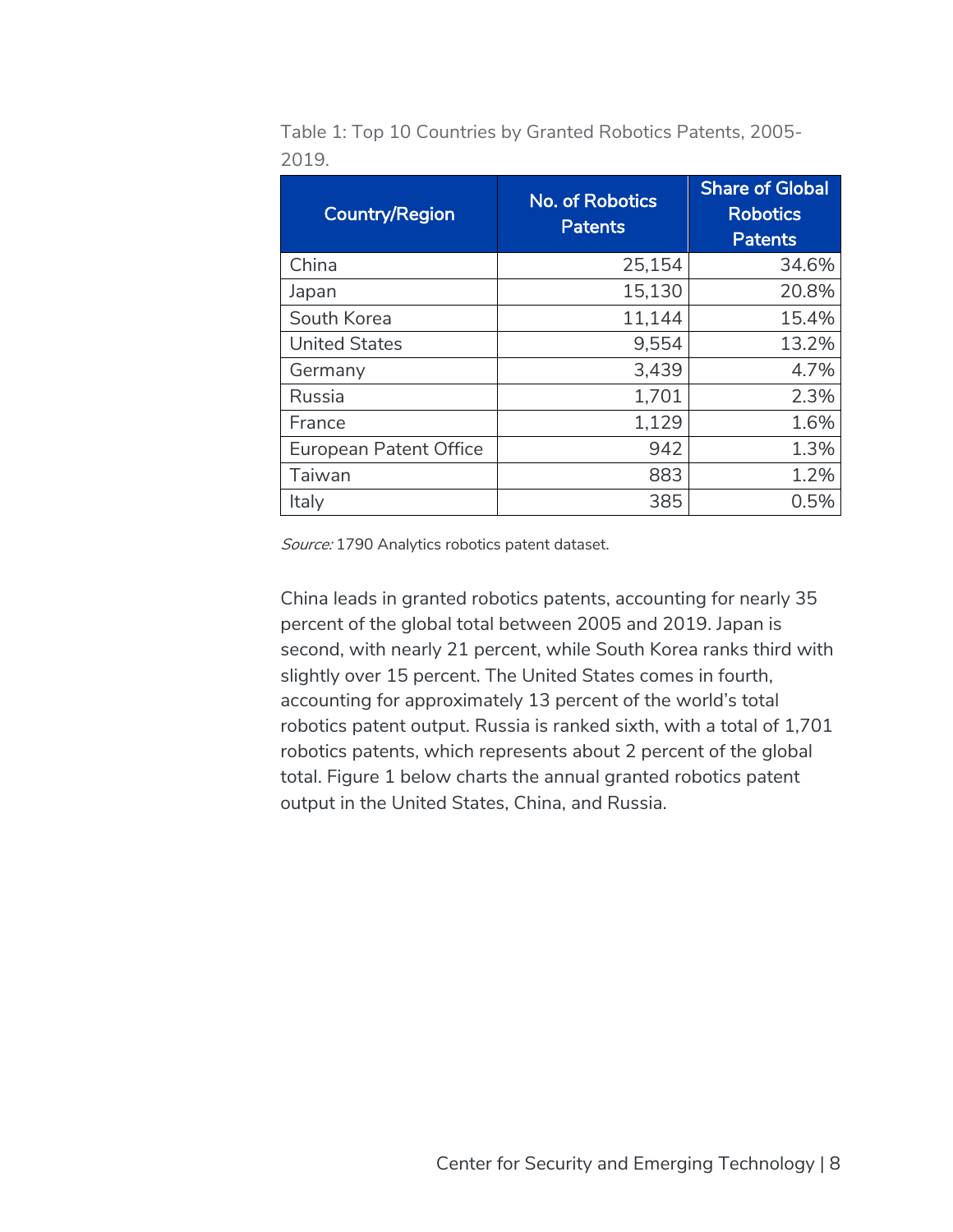Table 1: Top 10 Countries by Granted Robotics Patents, 2005-2019.

| Country/Region | No. of Robotics Patents | Share of Global Robotics Patents |
|---|---|---|
| China | 25,154 | 34.6% |
| Japan | 15,130 | 20.8% |
| South Korea | 11,144 | 15.4% |
| United States | 9,554 | 13.2% |
| Germany | 3,439 | 4.7% |
| Russia | 1,701 | 2.3% |
| France | 1,129 | 1.6% |
| European Patent Office | 942 | 1.3% |
| Taiwan | 883 | 1.2% |
| Italy | 385 | 0.5% |

*Source:* 1790 Analytics robotics patent dataset.

China leads in granted robotics patents, accounting for nearly 35 percent of the global total between 2005 and 2019. Japan is second, with nearly 21 percent, while South Korea ranks third with slightly over 15 percent. The United States comes in fourth, accounting for approximately 13 percent of the world's total robotics patent output. Russia is ranked sixth, with a total of 1,701 robotics patents, which represents about 2 percent of the global total. Figure 1 below charts the annual granted robotics patent output in the United States, China, and Russia.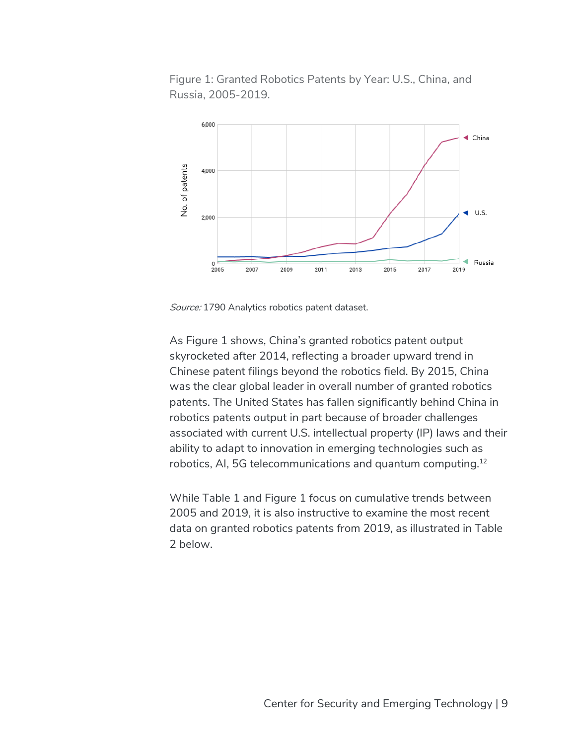Figure 1: Granted Robotics Patents by Year: U.S., China, and Russia, 2005-2019.

*Source:* 1790 Analytics robotics patent dataset.

As Figure 1 shows, China's granted robotics patent output skyrocketed after 2014, reflecting a broader upward trend in Chinese patent filings beyond the robotics field. By 2015, China was the clear global leader in overall number of granted robotics patents. The United States has fallen significantly behind China in robotics patents output in part because of broader challenges associated with current U.S. intellectual property (IP) laws and their ability to adapt to innovation in emerging technologies such as robotics, AI, 5G telecommunications and quantum computing.[12]

While Table 1 and Figure 1 focus on cumulative trends between 2005 and 2019, it is also instructive to examine the most recent data on granted robotics patents from 2019, as illustrated in Table 2 below.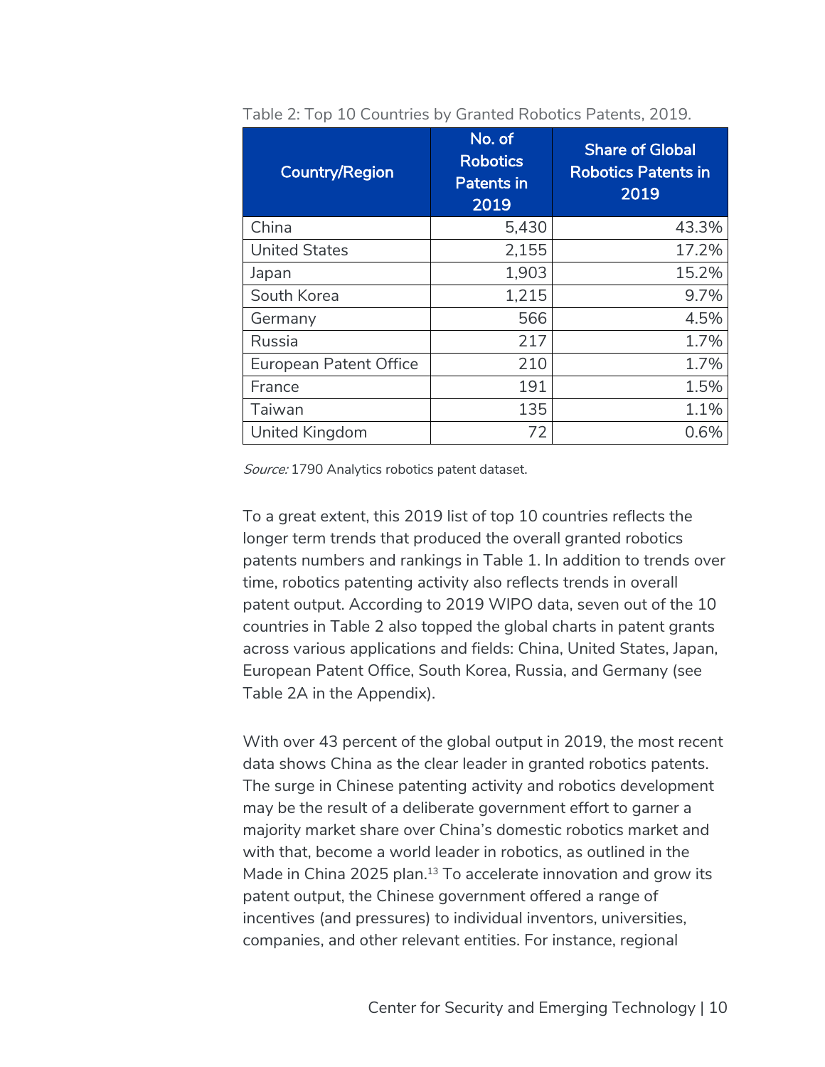Table 2: Top 10 Countries by Granted Robotics Patents, 2019.

| Country/Region | No. of Robotics Patents in 2019 | Share of Global Robotics Patents in 2019 |
|---|---|---|
| China | 5,430 | 43.3% |
| United States | 2,155 | 17.2% |
| Japan | 1,903 | 15.2% |
| South Korea | 1,215 | 9.7% |
| Germany | 566 | 4.5% |
| Russia | 217 | 1.7% |
| European Patent Office | 210 | 1.7% |
| France | 191 | 1.5% |
| Taiwan | 135 | 1.1% |
| United Kingdom | 72 | 0.6% |

*Source:* 1790 Analytics robotics patent dataset.

To a great extent, this 2019 list of top 10 countries reflects the longer term trends that produced the overall granted robotics patents numbers and rankings in Table 1. In addition to trends over time, robotics patenting activity also reflects trends in overall patent output. According to 2019 WIPO data, seven out of the 10 countries in Table 2 also topped the global charts in patent grants across various applications and fields: China, United States, Japan, European Patent Office, South Korea, Russia, and Germany (see Table 2A in the Appendix).

With over 43 percent of the global output in 2019, the most recent data shows China as the clear leader in granted robotics patents. The surge in Chinese patenting activity and robotics development may be the result of a deliberate government effort to garner a majority market share over China's domestic robotics market and with that, become a world leader in robotics, as outlined in the Made in China 2025 plan.[13] To accelerate innovation and grow its patent output, the Chinese government offered a range of incentives (and pressures) to individual inventors, universities, companies, and other relevant entities. For instance, regional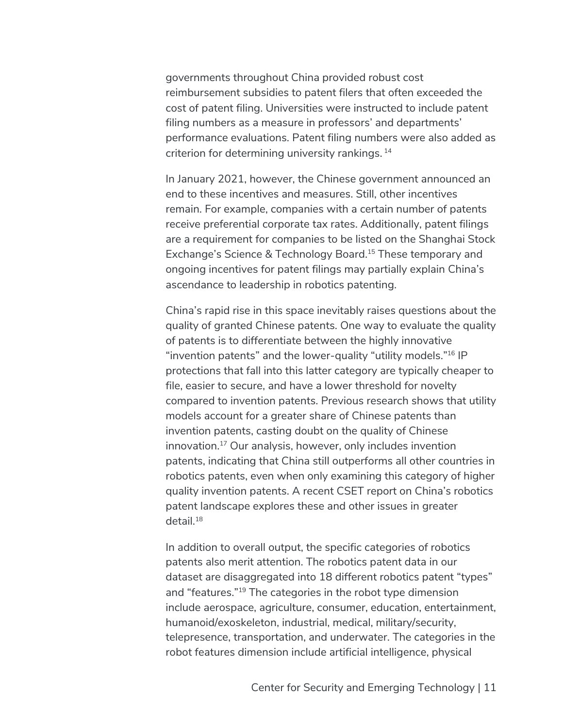governments throughout China provided robust cost reimbursement subsidies to patent filers that often exceeded the cost of patent filing. Universities were instructed to include patent filing numbers as a measure in professors' and departments' performance evaluations. Patent filing numbers were also added as criterion for determining university rankings.[14]

In January 2021, however, the Chinese government announced an end to these incentives and measures. Still, other incentives remain. For example, companies with a certain number of patents receive preferential corporate tax rates. Additionally, patent filings are a requirement for companies to be listed on the Shanghai Stock Exchange's Science & Technology Board.[15] These temporary and ongoing incentives for patent filings may partially explain China's ascendance to leadership in robotics patenting.

China's rapid rise in this space inevitably raises questions about the quality of granted Chinese patents. One way to evaluate the quality of patents is to differentiate between the highly innovative "invention patents" and the lower-quality "utility models."[16] IP protections that fall into this latter category are typically cheaper to file, easier to secure, and have a lower threshold for novelty compared to invention patents. Previous research shows that utility models account for a greater share of Chinese patents than invention patents, casting doubt on the quality of Chinese innovation.[17] Our analysis, however, only includes invention patents, indicating that China still outperforms all other countries in robotics patents, even when only examining this category of higher quality invention patents. A recent CSET report on China's robotics patent landscape explores these and other issues in greater detail.[18]

In addition to overall output, the specific categories of robotics patents also merit attention. The robotics patent data in our dataset are disaggregated into 18 different robotics patent "types" and "features."[19] The categories in the robot type dimension include aerospace, agriculture, consumer, education, entertainment, humanoid/exoskeleton, industrial, medical, military/security, telepresence, transportation, and underwater. The categories in the robot features dimension include artificial intelligence, physical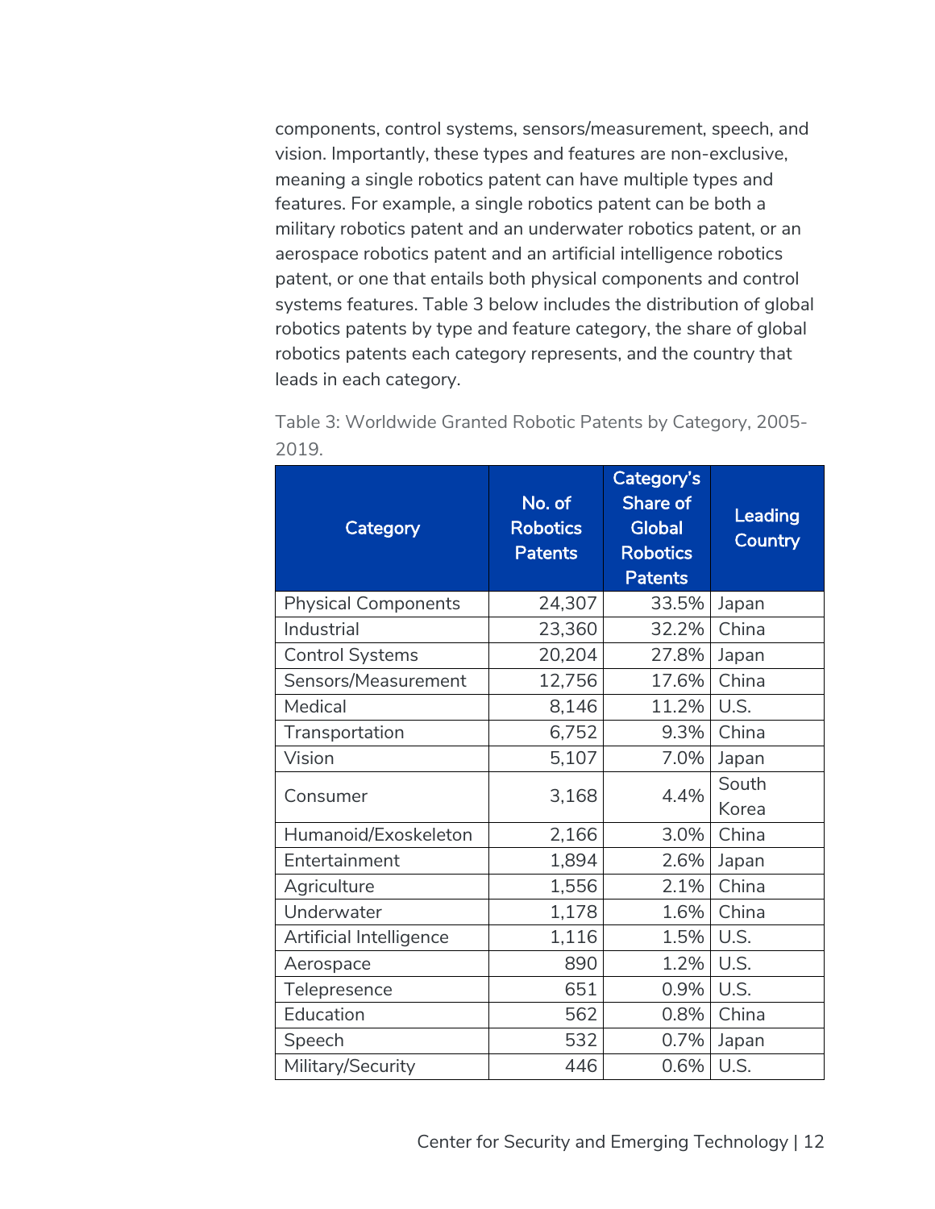components, control systems, sensors/measurement, speech, and vision. Importantly, these types and features are non-exclusive, meaning a single robotics patent can have multiple types and features. For example, a single robotics patent can be both a military robotics patent and an underwater robotics patent, or an aerospace robotics patent and an artificial intelligence robotics patent, or one that entails both physical components and control systems features. Table 3 below includes the distribution of global robotics patents by type and feature category, the share of global robotics patents each category represents, and the country that leads in each category.

Table 3: Worldwide Granted Robotic Patents by Category, 2005-2019.

| Category | No. of Robotics Patents | Category's Share of Global Robotics Patents | Leading Country |
|---|---|---|---|
| Physical Components | 24,307 | 33.5% | Japan |
| Industrial | 23,360 | 32.2% | China |
| Control Systems | 20,204 | 27.8% | Japan |
| Sensors/Measurement | 12,756 | 17.6% | China |
| Medical | 8,146 | 11.2% | U.S. |
| Transportation | 6,752 | 9.3% | China |
| Vision | 5,107 | 7.0% | Japan |
| Consumer | 3,168 | 4.4% | South Korea |
| Humanoid/Exoskeleton | 2,166 | 3.0% | China |
| Entertainment | 1,894 | 2.6% | Japan |
| Agriculture | 1,556 | 2.1% | China |
| Underwater | 1,178 | 1.6% | China |
| Artificial Intelligence | 1,116 | 1.5% | U.S. |
| Aerospace | 890 | 1.2% | U.S. |
| Telepresence | 651 | 0.9% | U.S. |
| Education | 562 | 0.8% | China |
| Speech | 532 | 0.7% | Japan |
| Military/Security | 446 | 0.6% | U.S. |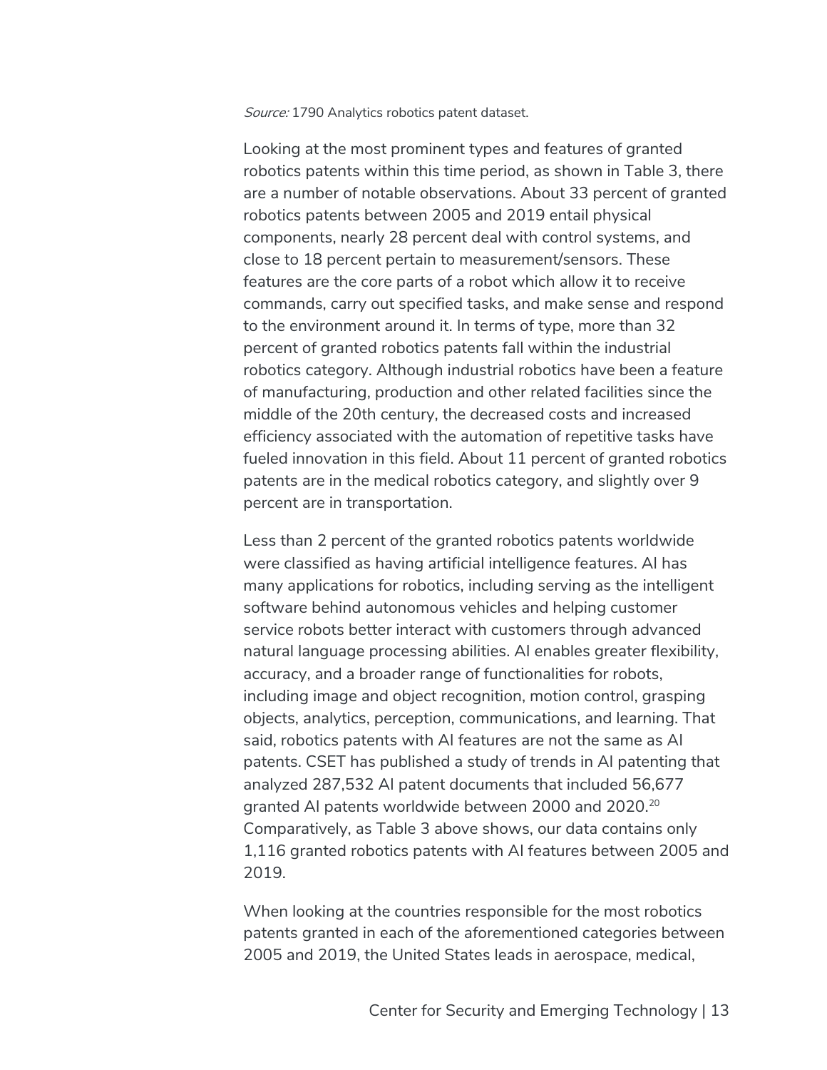*Source:* 1790 Analytics robotics patent dataset.

Looking at the most prominent types and features of granted robotics patents within this time period, as shown in Table 3, there are a number of notable observations. About 33 percent of granted robotics patents between 2005 and 2019 entail physical components, nearly 28 percent deal with control systems, and close to 18 percent pertain to measurement/sensors. These features are the core parts of a robot which allow it to receive commands, carry out specified tasks, and make sense and respond to the environment around it. In terms of type, more than 32 percent of granted robotics patents fall within the industrial robotics category. Although industrial robotics have been a feature of manufacturing, production and other related facilities since the middle of the 20th century, the decreased costs and increased efficiency associated with the automation of repetitive tasks have fueled innovation in this field. About 11 percent of granted robotics patents are in the medical robotics category, and slightly over 9 percent are in transportation.

Less than 2 percent of the granted robotics patents worldwide were classified as having artificial intelligence features. AI has many applications for robotics, including serving as the intelligent software behind autonomous vehicles and helping customer service robots better interact with customers through advanced natural language processing abilities. AI enables greater flexibility, accuracy, and a broader range of functionalities for robots, including image and object recognition, motion control, grasping objects, analytics, perception, communications, and learning. That said, robotics patents with AI features are not the same as AI patents. CSET has published a study of trends in AI patenting that analyzed 287,532 AI patent documents that included 56,677 granted AI patents worldwide between 2000 and 2020.[20] Comparatively, as Table 3 above shows, our data contains only 1,116 granted robotics patents with AI features between 2005 and 2019.

When looking at the countries responsible for the most robotics patents granted in each of the aforementioned categories between 2005 and 2019, the United States leads in aerospace, medical,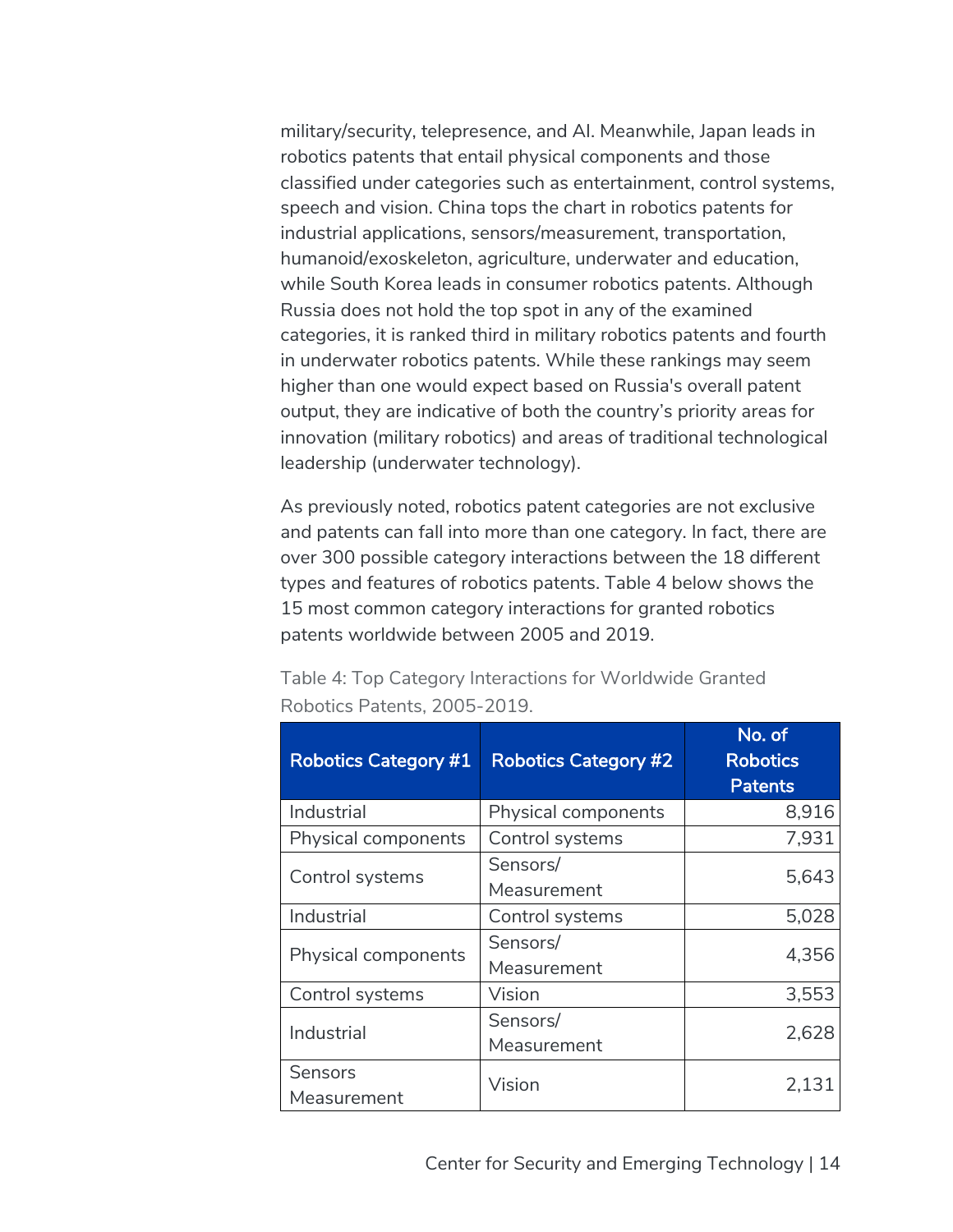military/security, telepresence, and AI. Meanwhile, Japan leads in robotics patents that entail physical components and those classified under categories such as entertainment, control systems, speech and vision. China tops the chart in robotics patents for industrial applications, sensors/measurement, transportation, humanoid/exoskeleton, agriculture, underwater and education, while South Korea leads in consumer robotics patents. Although Russia does not hold the top spot in any of the examined categories, it is ranked third in military robotics patents and fourth in underwater robotics patents. While these rankings may seem higher than one would expect based on Russia's overall patent output, they are indicative of both the country's priority areas for innovation (military robotics) and areas of traditional technological leadership (underwater technology).

As previously noted, robotics patent categories are not exclusive and patents can fall into more than one category. In fact, there are over 300 possible category interactions between the 18 different types and features of robotics patents. Table 4 below shows the 15 most common category interactions for granted robotics patents worldwide between 2005 and 2019.

Table 4: Top Category Interactions for Worldwide Granted Robotics Patents, 2005-2019.

| Robotics Category #1 | Robotics Category #2 | No. of Robotics Patents |
|---|---|---:|
| Industrial | Physical components | 8,916 |
| Physical components | Control systems | 7,931 |
| Control systems | Sensors/ Measurement | 5,643 |
| Industrial | Control systems | 5,028 |
| Physical components | Sensors/ Measurement | 4,356 |
| Control systems | Vision | 3,553 |
| Industrial | Sensors/ Measurement | 2,628 |
| Sensors Measurement | Vision | 2,131 |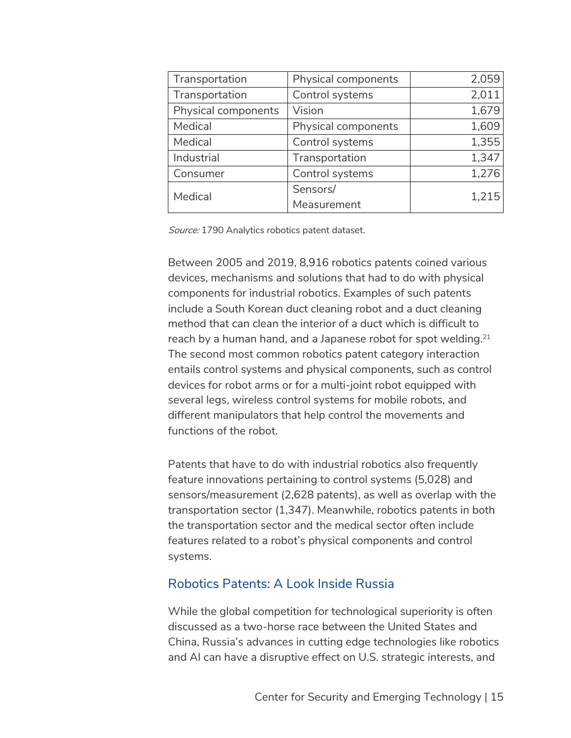| | | |
|---|---|---|
| Transportation | Physical components | 2,059 |
| Transportation | Control systems | 2,011 |
| Physical components | Vision | 1,679 |
| Medical | Physical components | 1,609 |
| Medical | Control systems | 1,355 |
| Industrial | Transportation | 1,347 |
| Consumer | Control systems | 1,276 |
| Medical | Sensors/ Measurement | 1,215 |

*Source:* 1790 Analytics robotics patent dataset.

Between 2005 and 2019, 8,916 robotics patents coined various devices, mechanisms and solutions that had to do with physical components for industrial robotics. Examples of such patents include a South Korean duct cleaning robot and a duct cleaning method that can clean the interior of a duct which is difficult to reach by a human hand, and a Japanese robot for spot welding.[21] The second most common robotics patent category interaction entails control systems and physical components, such as control devices for robot arms or for a multi-joint robot equipped with several legs, wireless control systems for mobile robots, and different manipulators that help control the movements and functions of the robot.

Patents that have to do with industrial robotics also frequently feature innovations pertaining to control systems (5,028) and sensors/measurement (2,628 patents), as well as overlap with the transportation sector (1,347). Meanwhile, robotics patents in both the transportation sector and the medical sector often include features related to a robot's physical components and control systems.

## Robotics Patents: A Look Inside Russia

While the global competition for technological superiority is often discussed as a two-horse race between the United States and China, Russia's advances in cutting edge technologies like robotics and AI can have a disruptive effect on U.S. strategic interests, and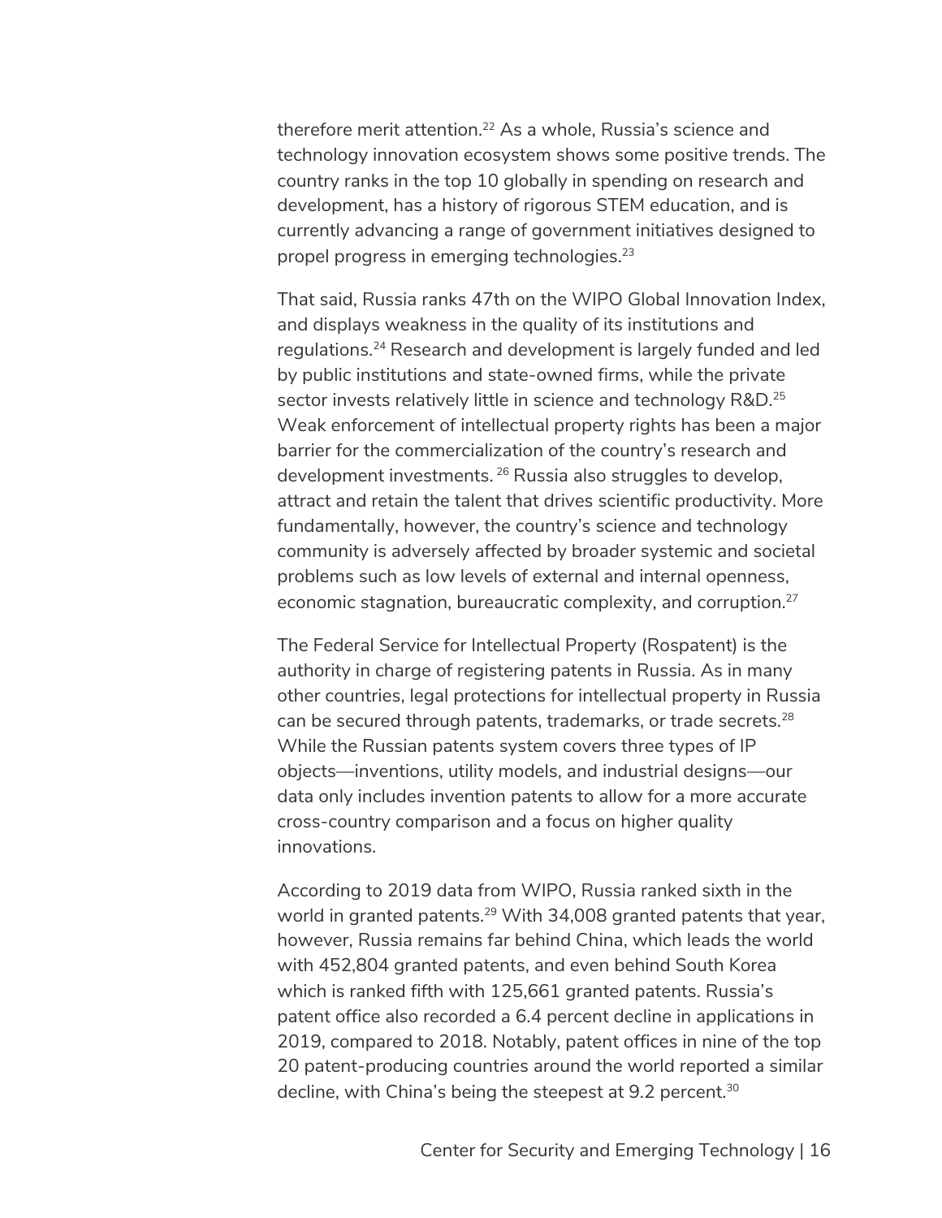therefore merit attention.[22] As a whole, Russia's science and technology innovation ecosystem shows some positive trends. The country ranks in the top 10 globally in spending on research and development, has a history of rigorous STEM education, and is currently advancing a range of government initiatives designed to propel progress in emerging technologies.[23]

That said, Russia ranks 47th on the WIPO Global Innovation Index, and displays weakness in the quality of its institutions and regulations.[24] Research and development is largely funded and led by public institutions and state-owned firms, while the private sector invests relatively little in science and technology R&D.[25] Weak enforcement of intellectual property rights has been a major barrier for the commercialization of the country's research and development investments.[26] Russia also struggles to develop, attract and retain the talent that drives scientific productivity. More fundamentally, however, the country's science and technology community is adversely affected by broader systemic and societal problems such as low levels of external and internal openness, economic stagnation, bureaucratic complexity, and corruption.[27]

The Federal Service for Intellectual Property (Rospatent) is the authority in charge of registering patents in Russia. As in many other countries, legal protections for intellectual property in Russia can be secured through patents, trademarks, or trade secrets.[28] While the Russian patents system covers three types of IP objects—inventions, utility models, and industrial designs—our data only includes invention patents to allow for a more accurate cross-country comparison and a focus on higher quality innovations.

According to 2019 data from WIPO, Russia ranked sixth in the world in granted patents.[29] With 34,008 granted patents that year, however, Russia remains far behind China, which leads the world with 452,804 granted patents, and even behind South Korea which is ranked fifth with 125,661 granted patents. Russia's patent office also recorded a 6.4 percent decline in applications in 2019, compared to 2018. Notably, patent offices in nine of the top 20 patent-producing countries around the world reported a similar decline, with China's being the steepest at 9.2 percent.[30]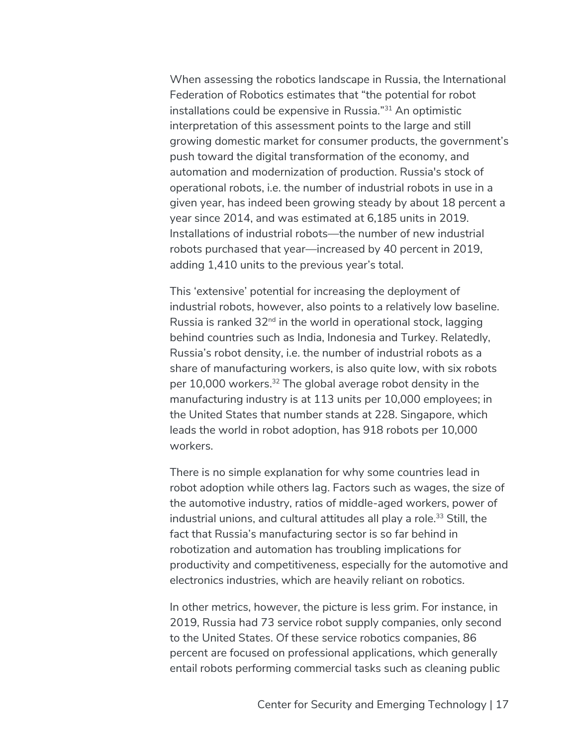When assessing the robotics landscape in Russia, the International Federation of Robotics estimates that "the potential for robot installations could be expensive in Russia."[31] An optimistic interpretation of this assessment points to the large and still growing domestic market for consumer products, the government's push toward the digital transformation of the economy, and automation and modernization of production. Russia's stock of operational robots, i.e. the number of industrial robots in use in a given year, has indeed been growing steady by about 18 percent a year since 2014, and was estimated at 6,185 units in 2019. Installations of industrial robots—the number of new industrial robots purchased that year—increased by 40 percent in 2019, adding 1,410 units to the previous year's total.

This 'extensive' potential for increasing the deployment of industrial robots, however, also points to a relatively low baseline. Russia is ranked 32nd in the world in operational stock, lagging behind countries such as India, Indonesia and Turkey. Relatedly, Russia's robot density, i.e. the number of industrial robots as a share of manufacturing workers, is also quite low, with six robots per 10,000 workers.[32] The global average robot density in the manufacturing industry is at 113 units per 10,000 employees; in the United States that number stands at 228. Singapore, which leads the world in robot adoption, has 918 robots per 10,000 workers.

There is no simple explanation for why some countries lead in robot adoption while others lag. Factors such as wages, the size of the automotive industry, ratios of middle-aged workers, power of industrial unions, and cultural attitudes all play a role.[33] Still, the fact that Russia's manufacturing sector is so far behind in robotization and automation has troubling implications for productivity and competitiveness, especially for the automotive and electronics industries, which are heavily reliant on robotics.

In other metrics, however, the picture is less grim. For instance, in 2019, Russia had 73 service robot supply companies, only second to the United States. Of these service robotics companies, 86 percent are focused on professional applications, which generally entail robots performing commercial tasks such as cleaning public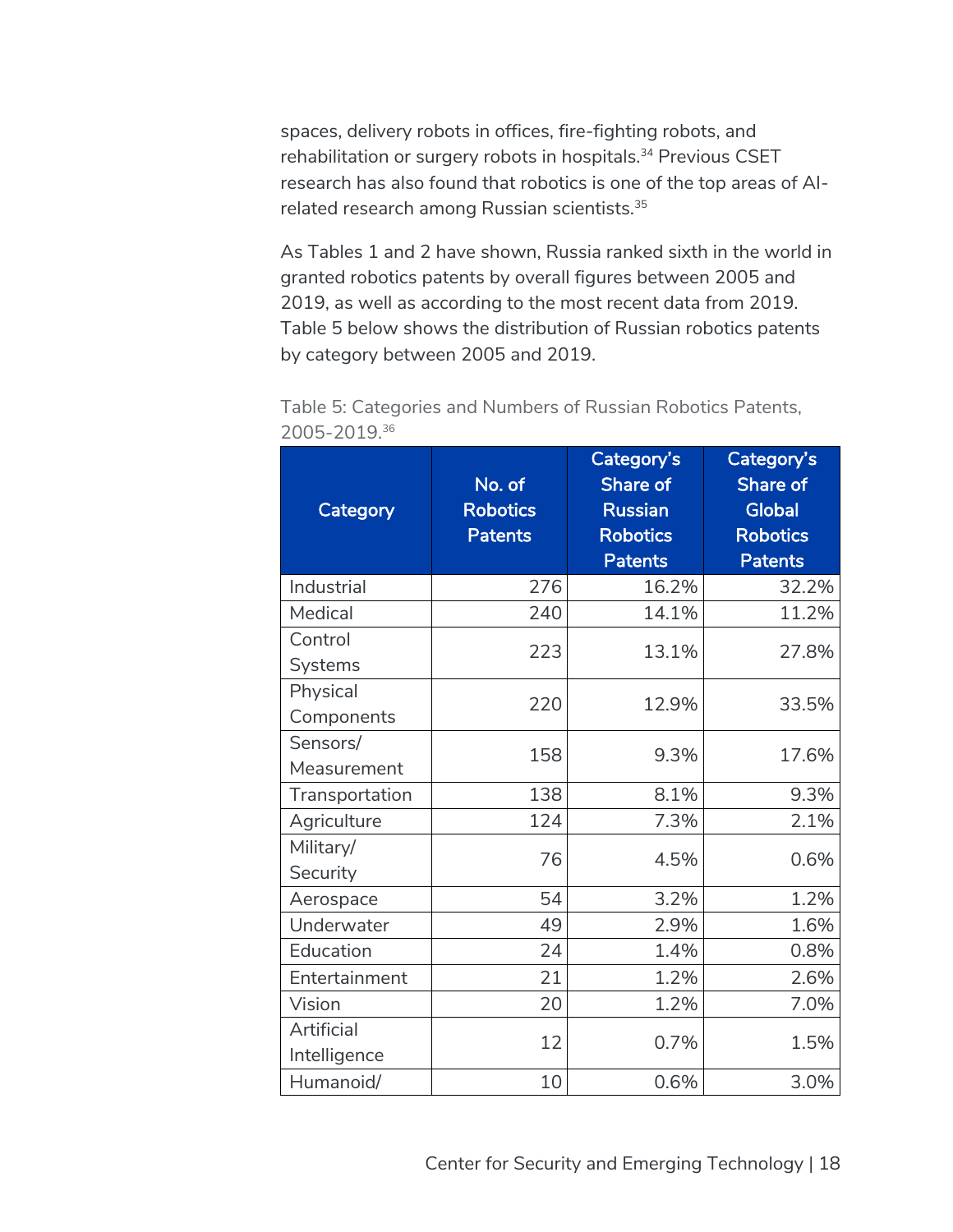spaces, delivery robots in offices, fire-fighting robots, and rehabilitation or surgery robots in hospitals.[34] Previous CSET research has also found that robotics is one of the top areas of AI-related research among Russian scientists.[35]

As Tables 1 and 2 have shown, Russia ranked sixth in the world in granted robotics patents by overall figures between 2005 and 2019, as well as according to the most recent data from 2019. Table 5 below shows the distribution of Russian robotics patents by category between 2005 and 2019.

Table 5: Categories and Numbers of Russian Robotics Patents, 2005-2019.[36]

| Category | No. of Robotics Patents | Category's Share of Russian Robotics Patents | Category's Share of Global Robotics Patents |
|---|---|---|---|
| Industrial | 276 | 16.2% | 32.2% |
| Medical | 240 | 14.1% | 11.2% |
| Control Systems | 223 | 13.1% | 27.8% |
| Physical Components | 220 | 12.9% | 33.5% |
| Sensors/ Measurement | 158 | 9.3% | 17.6% |
| Transportation | 138 | 8.1% | 9.3% |
| Agriculture | 124 | 7.3% | 2.1% |
| Military/ Security | 76 | 4.5% | 0.6% |
| Aerospace | 54 | 3.2% | 1.2% |
| Underwater | 49 | 2.9% | 1.6% |
| Education | 24 | 1.4% | 0.8% |
| Entertainment | 21 | 1.2% | 2.6% |
| Vision | 20 | 1.2% | 7.0% |
| Artificial Intelligence | 12 | 0.7% | 1.5% |
| Humanoid/ | 10 | 0.6% | 3.0% |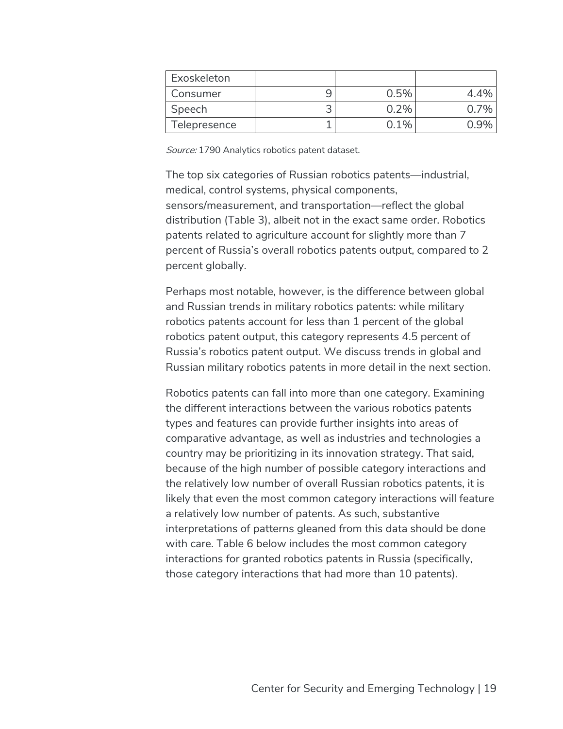| Exoskeleton | | | |
|---|---|---|---|
| Consumer | 9 | 0.5% | 4.4% |
| Speech | 3 | 0.2% | 0.7% |
| Telepresence | 1 | 0.1% | 0.9% |

*Source:* 1790 Analytics robotics patent dataset.

The top six categories of Russian robotics patents—industrial, medical, control systems, physical components, sensors/measurement, and transportation—reflect the global distribution (Table 3), albeit not in the exact same order. Robotics patents related to agriculture account for slightly more than 7 percent of Russia's overall robotics patents output, compared to 2 percent globally.

Perhaps most notable, however, is the difference between global and Russian trends in military robotics patents: while military robotics patents account for less than 1 percent of the global robotics patent output, this category represents 4.5 percent of Russia's robotics patent output. We discuss trends in global and Russian military robotics patents in more detail in the next section.

Robotics patents can fall into more than one category. Examining the different interactions between the various robotics patents types and features can provide further insights into areas of comparative advantage, as well as industries and technologies a country may be prioritizing in its innovation strategy. That said, because of the high number of possible category interactions and the relatively low number of overall Russian robotics patents, it is likely that even the most common category interactions will feature a relatively low number of patents. As such, substantive interpretations of patterns gleaned from this data should be done with care. Table 6 below includes the most common category interactions for granted robotics patents in Russia (specifically, those category interactions that had more than 10 patents).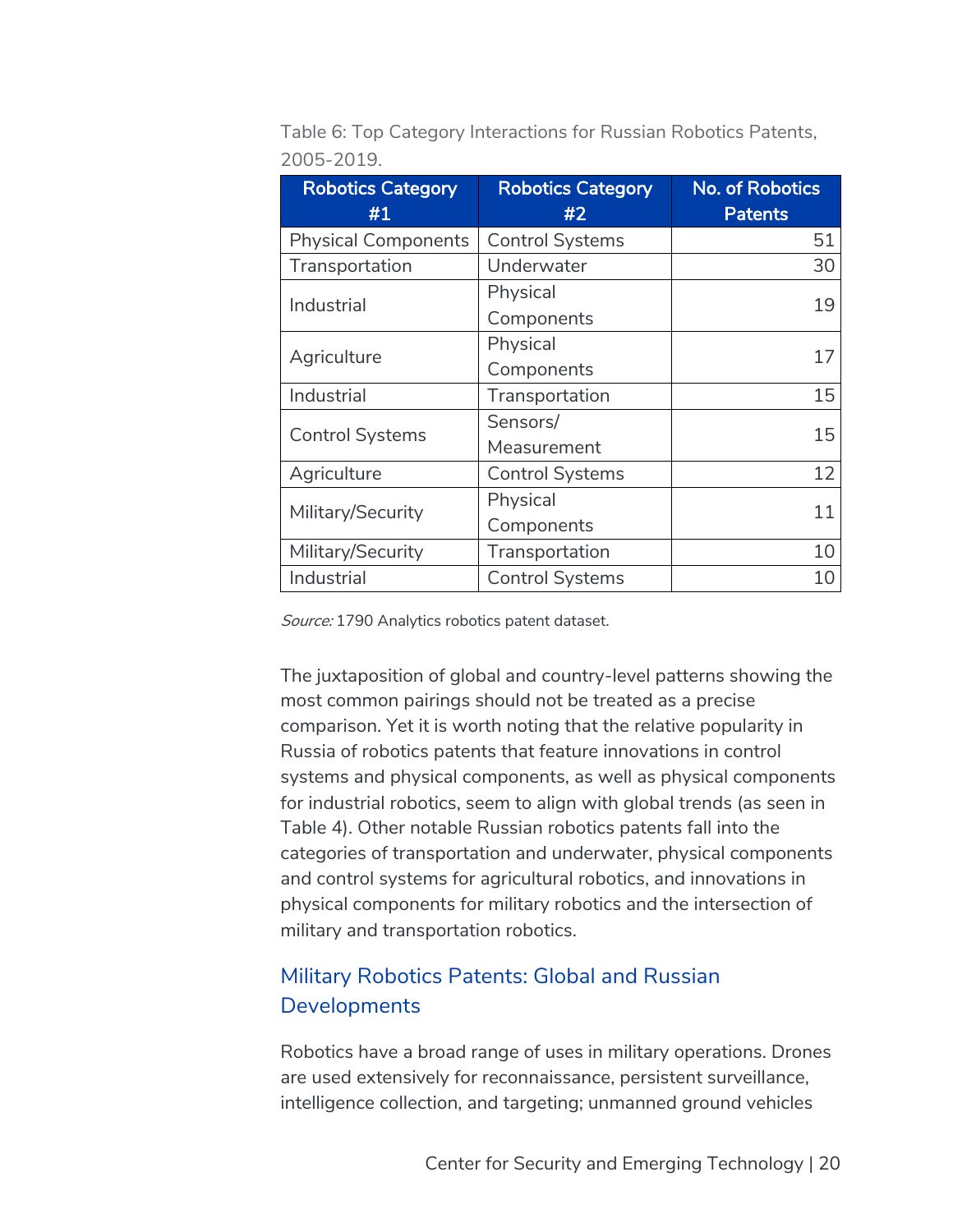Table 6: Top Category Interactions for Russian Robotics Patents, 2005-2019.

| Robotics Category #1 | Robotics Category #2 | No. of Robotics Patents |
|---|---|---:|
| Physical Components | Control Systems | 51 |
| Transportation | Underwater | 30 |
| Industrial | Physical Components | 19 |
| Agriculture | Physical Components | 17 |
| Industrial | Transportation | 15 |
| Control Systems | Sensors/ Measurement | 15 |
| Agriculture | Control Systems | 12 |
| Military/Security | Physical Components | 11 |
| Military/Security | Transportation | 10 |
| Industrial | Control Systems | 10 |

*Source:* 1790 Analytics robotics patent dataset.

The juxtaposition of global and country-level patterns showing the most common pairings should not be treated as a precise comparison. Yet it is worth noting that the relative popularity in Russia of robotics patents that feature innovations in control systems and physical components, as well as physical components for industrial robotics, seem to align with global trends (as seen in Table 4). Other notable Russian robotics patents fall into the categories of transportation and underwater, physical components and control systems for agricultural robotics, and innovations in physical components for military robotics and the intersection of military and transportation robotics.

## Military Robotics Patents: Global and Russian Developments

Robotics have a broad range of uses in military operations. Drones are used extensively for reconnaissance, persistent surveillance, intelligence collection, and targeting; unmanned ground vehicles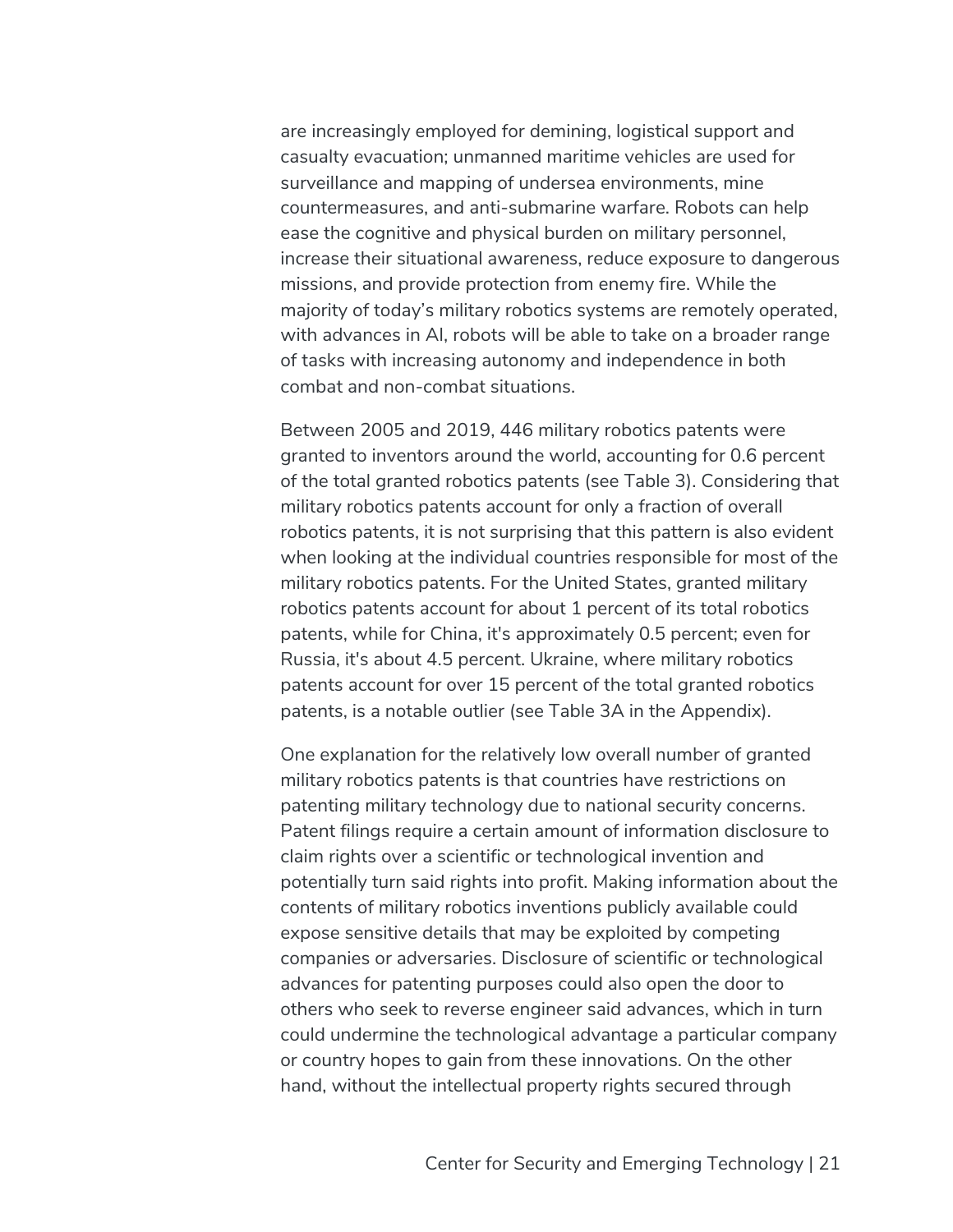are increasingly employed for demining, logistical support and casualty evacuation; unmanned maritime vehicles are used for surveillance and mapping of undersea environments, mine countermeasures, and anti-submarine warfare. Robots can help ease the cognitive and physical burden on military personnel, increase their situational awareness, reduce exposure to dangerous missions, and provide protection from enemy fire. While the majority of today's military robotics systems are remotely operated, with advances in AI, robots will be able to take on a broader range of tasks with increasing autonomy and independence in both combat and non-combat situations.

Between 2005 and 2019, 446 military robotics patents were granted to inventors around the world, accounting for 0.6 percent of the total granted robotics patents (see Table 3). Considering that military robotics patents account for only a fraction of overall robotics patents, it is not surprising that this pattern is also evident when looking at the individual countries responsible for most of the military robotics patents. For the United States, granted military robotics patents account for about 1 percent of its total robotics patents, while for China, it's approximately 0.5 percent; even for Russia, it's about 4.5 percent. Ukraine, where military robotics patents account for over 15 percent of the total granted robotics patents, is a notable outlier (see Table 3A in the Appendix).

One explanation for the relatively low overall number of granted military robotics patents is that countries have restrictions on patenting military technology due to national security concerns. Patent filings require a certain amount of information disclosure to claim rights over a scientific or technological invention and potentially turn said rights into profit. Making information about the contents of military robotics inventions publicly available could expose sensitive details that may be exploited by competing companies or adversaries. Disclosure of scientific or technological advances for patenting purposes could also open the door to others who seek to reverse engineer said advances, which in turn could undermine the technological advantage a particular company or country hopes to gain from these innovations. On the other hand, without the intellectual property rights secured through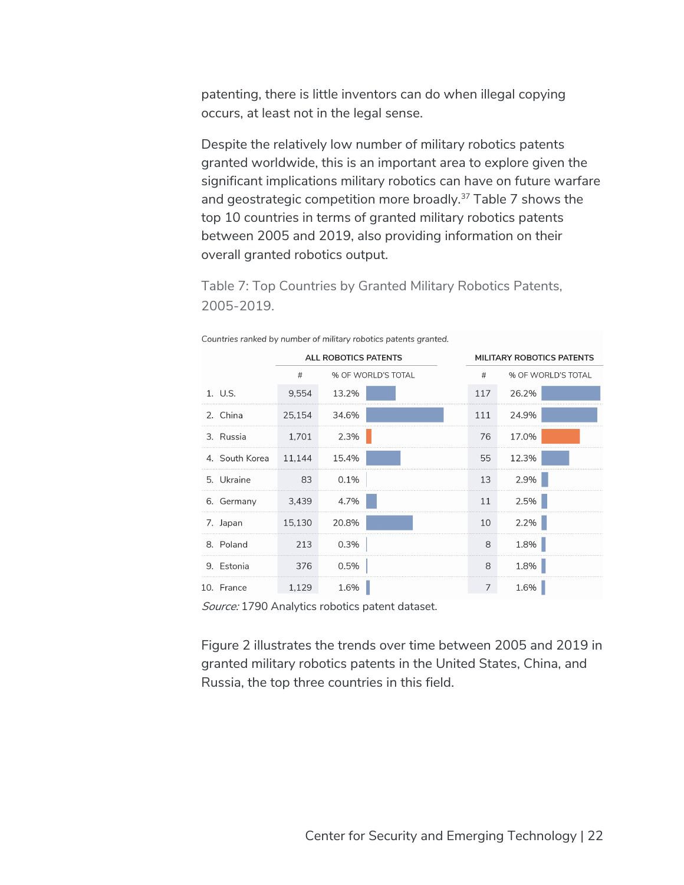patenting, there is little inventors can do when illegal copying occurs, at least not in the legal sense.

Despite the relatively low number of military robotics patents granted worldwide, this is an important area to explore given the significant implications military robotics can have on future warfare and geostrategic competition more broadly.[37] Table 7 shows the top 10 countries in terms of granted military robotics patents between 2005 and 2019, also providing information on their overall granted robotics output.

Table 7: Top Countries by Granted Military Robotics Patents, 2005-2019.

*Countries ranked by number of military robotics patents granted.*

| | ALL ROBOTICS PATENTS | | MILITARY ROBOTICS PATENTS | |
|---|---|---|---|---|
| | # | % OF WORLD'S TOTAL | # | % OF WORLD'S TOTAL |
| 1. U.S. | 9,554 | 13.2% | 117 | 26.2% |
| 2. China | 25,154 | 34.6% | 111 | 24.9% |
| 3. Russia | 1,701 | 2.3% | 76 | 17.0% |
| 4. South Korea | 11,144 | 15.4% | 55 | 12.3% |
| 5. Ukraine | 83 | 0.1% | 13 | 2.9% |
| 6. Germany | 3,439 | 4.7% | 11 | 2.5% |
| 7. Japan | 15,130 | 20.8% | 10 | 2.2% |
| 8. Poland | 213 | 0.3% | 8 | 1.8% |
| 9. Estonia | 376 | 0.5% | 8 | 1.8% |
| 10. France | 1,129 | 1.6% | 7 | 1.6% |

*Source:* 1790 Analytics robotics patent dataset.

Figure 2 illustrates the trends over time between 2005 and 2019 in granted military robotics patents in the United States, China, and Russia, the top three countries in this field.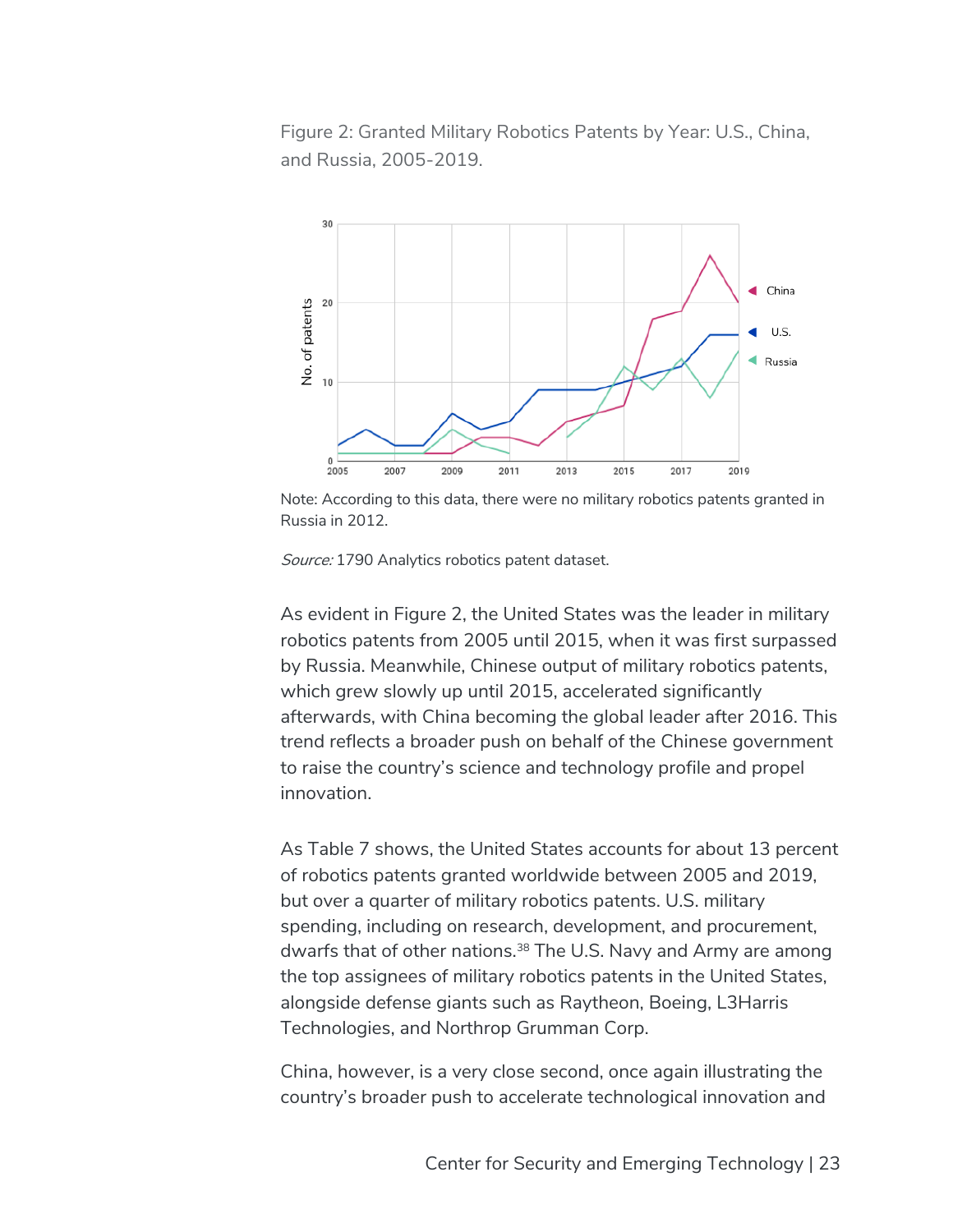Figure 2: Granted Military Robotics Patents by Year: U.S., China, and Russia, 2005-2019.

Note: According to this data, there were no military robotics patents granted in Russia in 2012.

*Source:* 1790 Analytics robotics patent dataset.

As evident in Figure 2, the United States was the leader in military robotics patents from 2005 until 2015, when it was first surpassed by Russia. Meanwhile, Chinese output of military robotics patents, which grew slowly up until 2015, accelerated significantly afterwards, with China becoming the global leader after 2016. This trend reflects a broader push on behalf of the Chinese government to raise the country's science and technology profile and propel innovation.

As Table 7 shows, the United States accounts for about 13 percent of robotics patents granted worldwide between 2005 and 2019, but over a quarter of military robotics patents. U.S. military spending, including on research, development, and procurement, dwarfs that of other nations.[38] The U.S. Navy and Army are among the top assignees of military robotics patents in the United States, alongside defense giants such as Raytheon, Boeing, L3Harris Technologies, and Northrop Grumman Corp.

China, however, is a very close second, once again illustrating the country's broader push to accelerate technological innovation and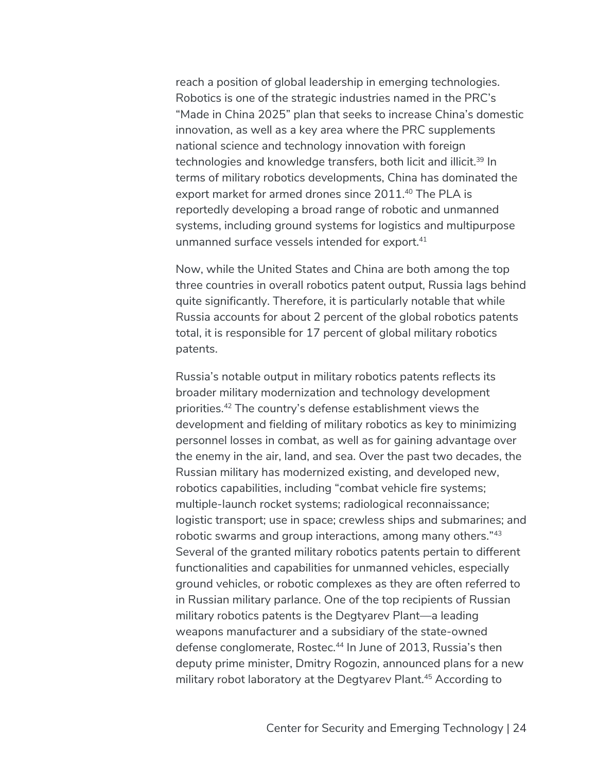reach a position of global leadership in emerging technologies. Robotics is one of the strategic industries named in the PRC's "Made in China 2025" plan that seeks to increase China's domestic innovation, as well as a key area where the PRC supplements national science and technology innovation with foreign technologies and knowledge transfers, both licit and illicit.[39] In terms of military robotics developments, China has dominated the export market for armed drones since 2011.[40] The PLA is reportedly developing a broad range of robotic and unmanned systems, including ground systems for logistics and multipurpose unmanned surface vessels intended for export.[41]

Now, while the United States and China are both among the top three countries in overall robotics patent output, Russia lags behind quite significantly. Therefore, it is particularly notable that while Russia accounts for about 2 percent of the global robotics patents total, it is responsible for 17 percent of global military robotics patents.

Russia's notable output in military robotics patents reflects its broader military modernization and technology development priorities.[42] The country's defense establishment views the development and fielding of military robotics as key to minimizing personnel losses in combat, as well as for gaining advantage over the enemy in the air, land, and sea. Over the past two decades, the Russian military has modernized existing, and developed new, robotics capabilities, including "combat vehicle fire systems; multiple-launch rocket systems; radiological reconnaissance; logistic transport; use in space; crewless ships and submarines; and robotic swarms and group interactions, among many others."[43] Several of the granted military robotics patents pertain to different functionalities and capabilities for unmanned vehicles, especially ground vehicles, or robotic complexes as they are often referred to in Russian military parlance. One of the top recipients of Russian military robotics patents is the Degtyarev Plant—a leading weapons manufacturer and a subsidiary of the state-owned defense conglomerate, Rostec.[44] In June of 2013, Russia's then deputy prime minister, Dmitry Rogozin, announced plans for a new military robot laboratory at the Degtyarev Plant.[45] According to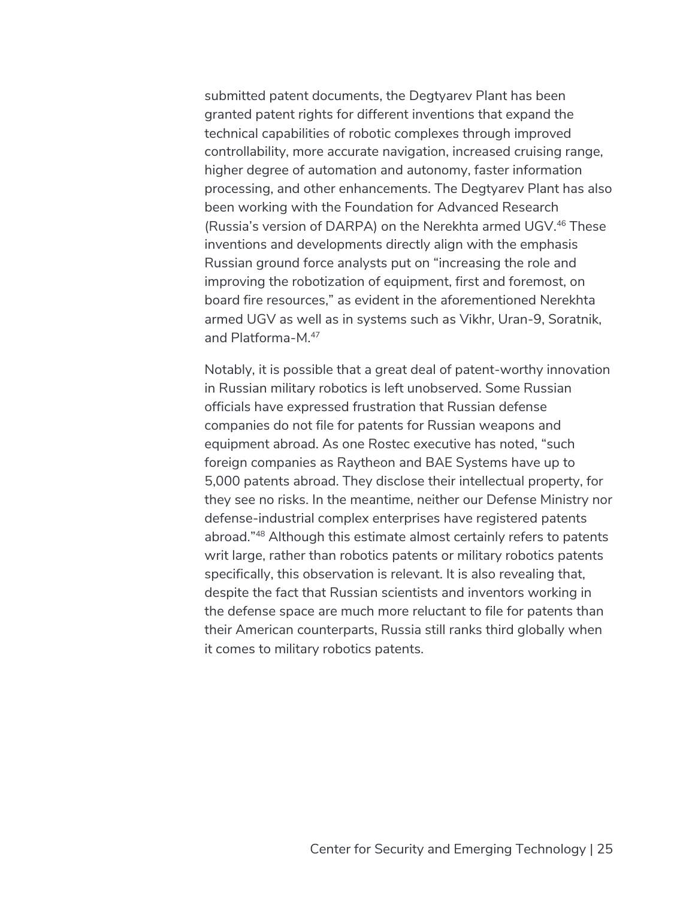submitted patent documents, the Degtyarev Plant has been granted patent rights for different inventions that expand the technical capabilities of robotic complexes through improved controllability, more accurate navigation, increased cruising range, higher degree of automation and autonomy, faster information processing, and other enhancements. The Degtyarev Plant has also been working with the Foundation for Advanced Research (Russia's version of DARPA) on the Nerekhta armed UGV.[46] These inventions and developments directly align with the emphasis Russian ground force analysts put on "increasing the role and improving the robotization of equipment, first and foremost, on board fire resources," as evident in the aforementioned Nerekhta armed UGV as well as in systems such as Vikhr, Uran-9, Soratnik, and Platforma-M.[47]

Notably, it is possible that a great deal of patent-worthy innovation in Russian military robotics is left unobserved. Some Russian officials have expressed frustration that Russian defense companies do not file for patents for Russian weapons and equipment abroad. As one Rostec executive has noted, "such foreign companies as Raytheon and BAE Systems have up to 5,000 patents abroad. They disclose their intellectual property, for they see no risks. In the meantime, neither our Defense Ministry nor defense-industrial complex enterprises have registered patents abroad."[48] Although this estimate almost certainly refers to patents writ large, rather than robotics patents or military robotics patents specifically, this observation is relevant. It is also revealing that, despite the fact that Russian scientists and inventors working in the defense space are much more reluctant to file for patents than their American counterparts, Russia still ranks third globally when it comes to military robotics patents.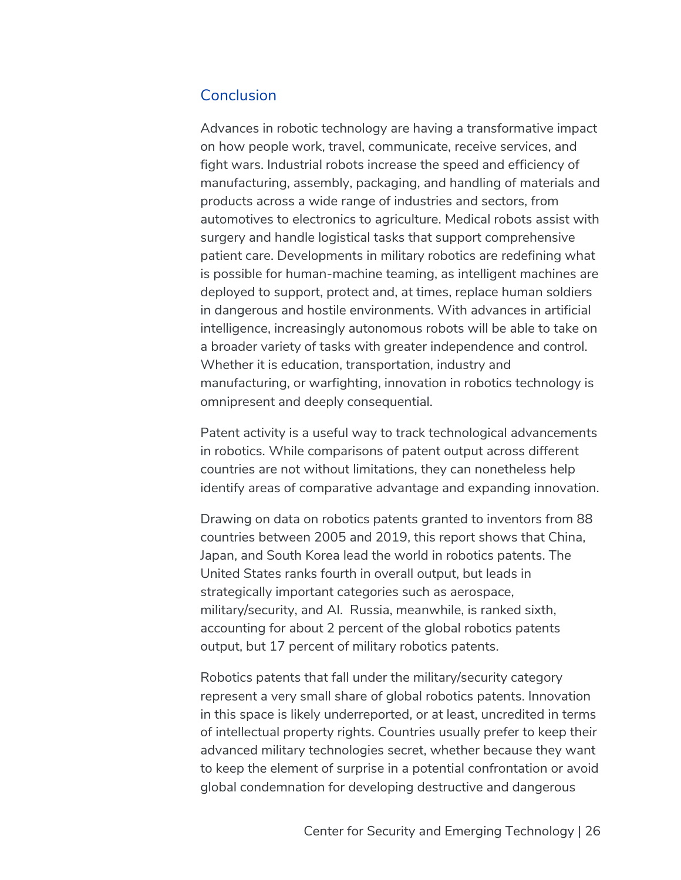## Conclusion

Advances in robotic technology are having a transformative impact on how people work, travel, communicate, receive services, and fight wars. Industrial robots increase the speed and efficiency of manufacturing, assembly, packaging, and handling of materials and products across a wide range of industries and sectors, from automotives to electronics to agriculture. Medical robots assist with surgery and handle logistical tasks that support comprehensive patient care. Developments in military robotics are redefining what is possible for human-machine teaming, as intelligent machines are deployed to support, protect and, at times, replace human soldiers in dangerous and hostile environments. With advances in artificial intelligence, increasingly autonomous robots will be able to take on a broader variety of tasks with greater independence and control. Whether it is education, transportation, industry and manufacturing, or warfighting, innovation in robotics technology is omnipresent and deeply consequential.

Patent activity is a useful way to track technological advancements in robotics. While comparisons of patent output across different countries are not without limitations, they can nonetheless help identify areas of comparative advantage and expanding innovation.

Drawing on data on robotics patents granted to inventors from 88 countries between 2005 and 2019, this report shows that China, Japan, and South Korea lead the world in robotics patents. The United States ranks fourth in overall output, but leads in strategically important categories such as aerospace, military/security, and AI. Russia, meanwhile, is ranked sixth, accounting for about 2 percent of the global robotics patents output, but 17 percent of military robotics patents.

Robotics patents that fall under the military/security category represent a very small share of global robotics patents. Innovation in this space is likely underreported, or at least, uncredited in terms of intellectual property rights. Countries usually prefer to keep their advanced military technologies secret, whether because they want to keep the element of surprise in a potential confrontation or avoid global condemnation for developing destructive and dangerous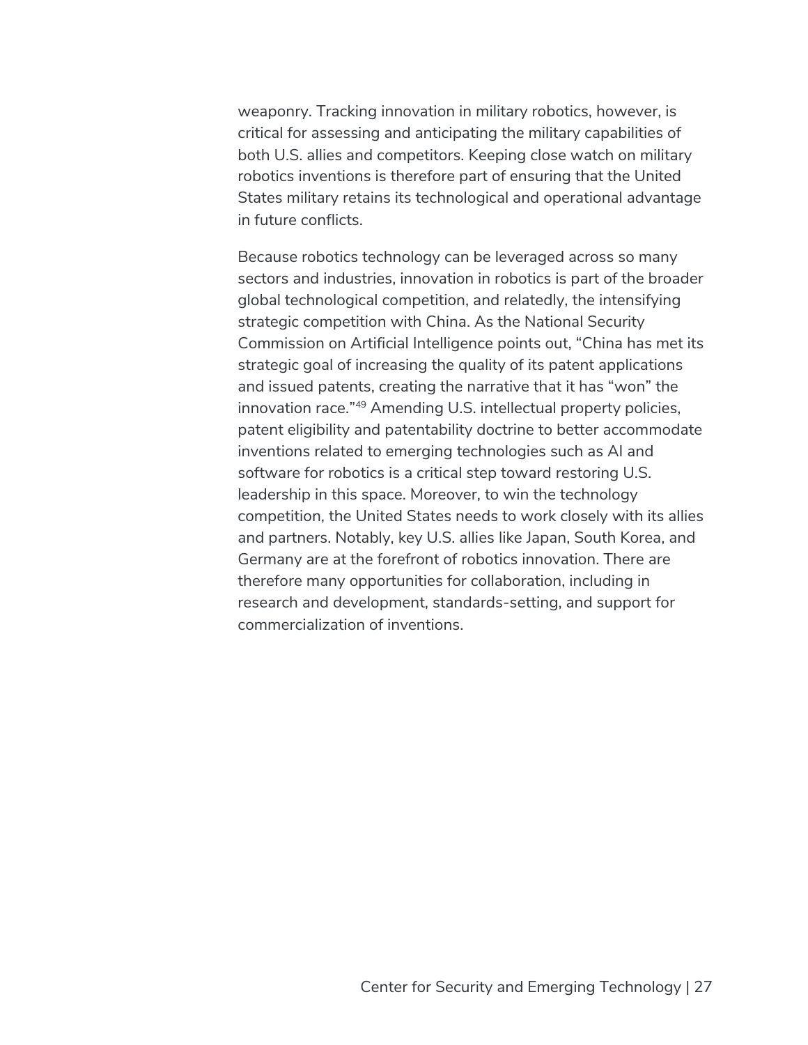weaponry. Tracking innovation in military robotics, however, is critical for assessing and anticipating the military capabilities of both U.S. allies and competitors. Keeping close watch on military robotics inventions is therefore part of ensuring that the United States military retains its technological and operational advantage in future conflicts.

Because robotics technology can be leveraged across so many sectors and industries, innovation in robotics is part of the broader global technological competition, and relatedly, the intensifying strategic competition with China. As the National Security Commission on Artificial Intelligence points out, "China has met its strategic goal of increasing the quality of its patent applications and issued patents, creating the narrative that it has "won" the innovation race."[49] Amending U.S. intellectual property policies, patent eligibility and patentability doctrine to better accommodate inventions related to emerging technologies such as AI and software for robotics is a critical step toward restoring U.S. leadership in this space. Moreover, to win the technology competition, the United States needs to work closely with its allies and partners. Notably, key U.S. allies like Japan, South Korea, and Germany are at the forefront of robotics innovation. There are therefore many opportunities for collaboration, including in research and development, standards-setting, and support for commercialization of inventions.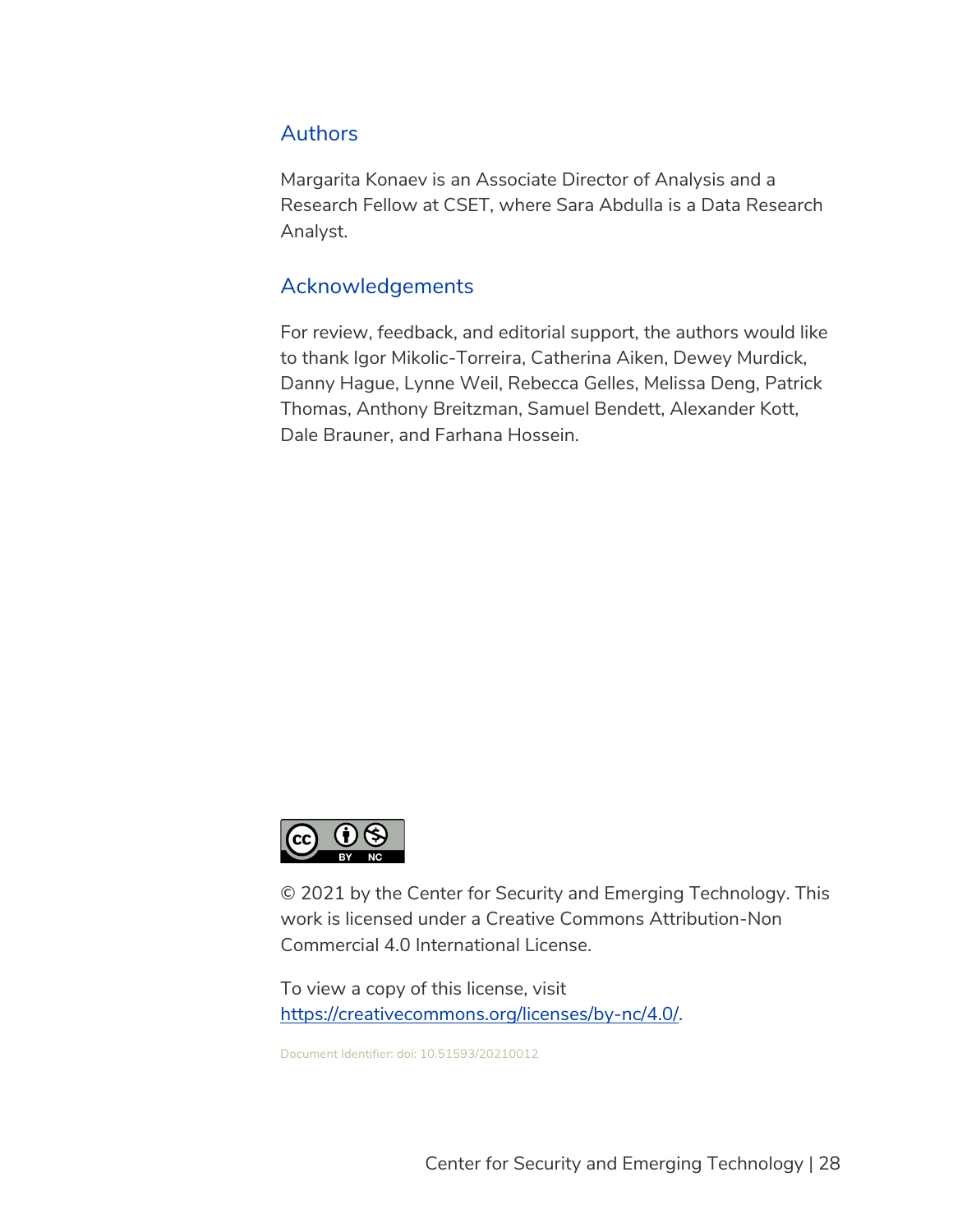## Authors

Margarita Konaev is an Associate Director of Analysis and a Research Fellow at CSET, where Sara Abdulla is a Data Research Analyst.

## Acknowledgements

For review, feedback, and editorial support, the authors would like to thank Igor Mikolic-Torreira, Catherina Aiken, Dewey Murdick, Danny Hague, Lynne Weil, Rebecca Gelles, Melissa Deng, Patrick Thomas, Anthony Breitzman, Samuel Bendett, Alexander Kott, Dale Brauner, and Farhana Hossein.

© 2021 by the Center for Security and Emerging Technology. This work is licensed under a Creative Commons Attribution-Non Commercial 4.0 International License.

To view a copy of this license, visit https://creativecommons.org/licenses/by-nc/4.0/.

Document Identifier: doi: 10.51593/20210012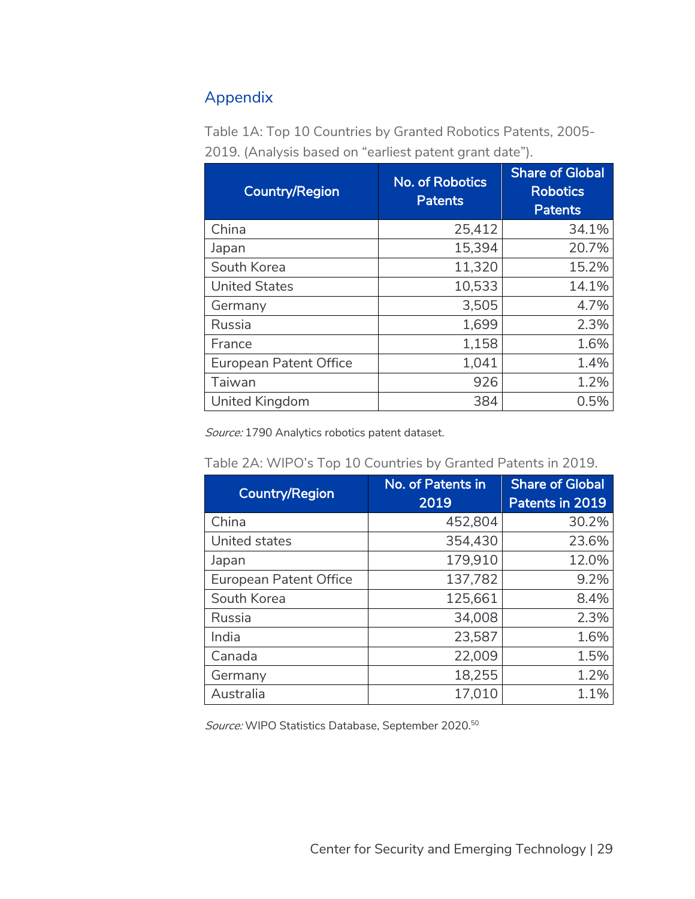## Appendix

Table 1A: Top 10 Countries by Granted Robotics Patents, 2005-2019. (Analysis based on "earliest patent grant date").

| Country/Region | No. of Robotics Patents | Share of Global Robotics Patents |
|---|---|---|
| China | 25,412 | 34.1% |
| Japan | 15,394 | 20.7% |
| South Korea | 11,320 | 15.2% |
| United States | 10,533 | 14.1% |
| Germany | 3,505 | 4.7% |
| Russia | 1,699 | 2.3% |
| France | 1,158 | 1.6% |
| European Patent Office | 1,041 | 1.4% |
| Taiwan | 926 | 1.2% |
| United Kingdom | 384 | 0.5% |

*Source:* 1790 Analytics robotics patent dataset.

Table 2A: WIPO's Top 10 Countries by Granted Patents in 2019.

| Country/Region | No. of Patents in 2019 | Share of Global Patents in 2019 |
|---|---|---|
| China | 452,804 | 30.2% |
| United states | 354,430 | 23.6% |
| Japan | 179,910 | 12.0% |
| European Patent Office | 137,782 | 9.2% |
| South Korea | 125,661 | 8.4% |
| Russia | 34,008 | 2.3% |
| India | 23,587 | 1.6% |
| Canada | 22,009 | 1.5% |
| Germany | 18,255 | 1.2% |
| Australia | 17,010 | 1.1% |

*Source:* WIPO Statistics Database, September 2020.[50]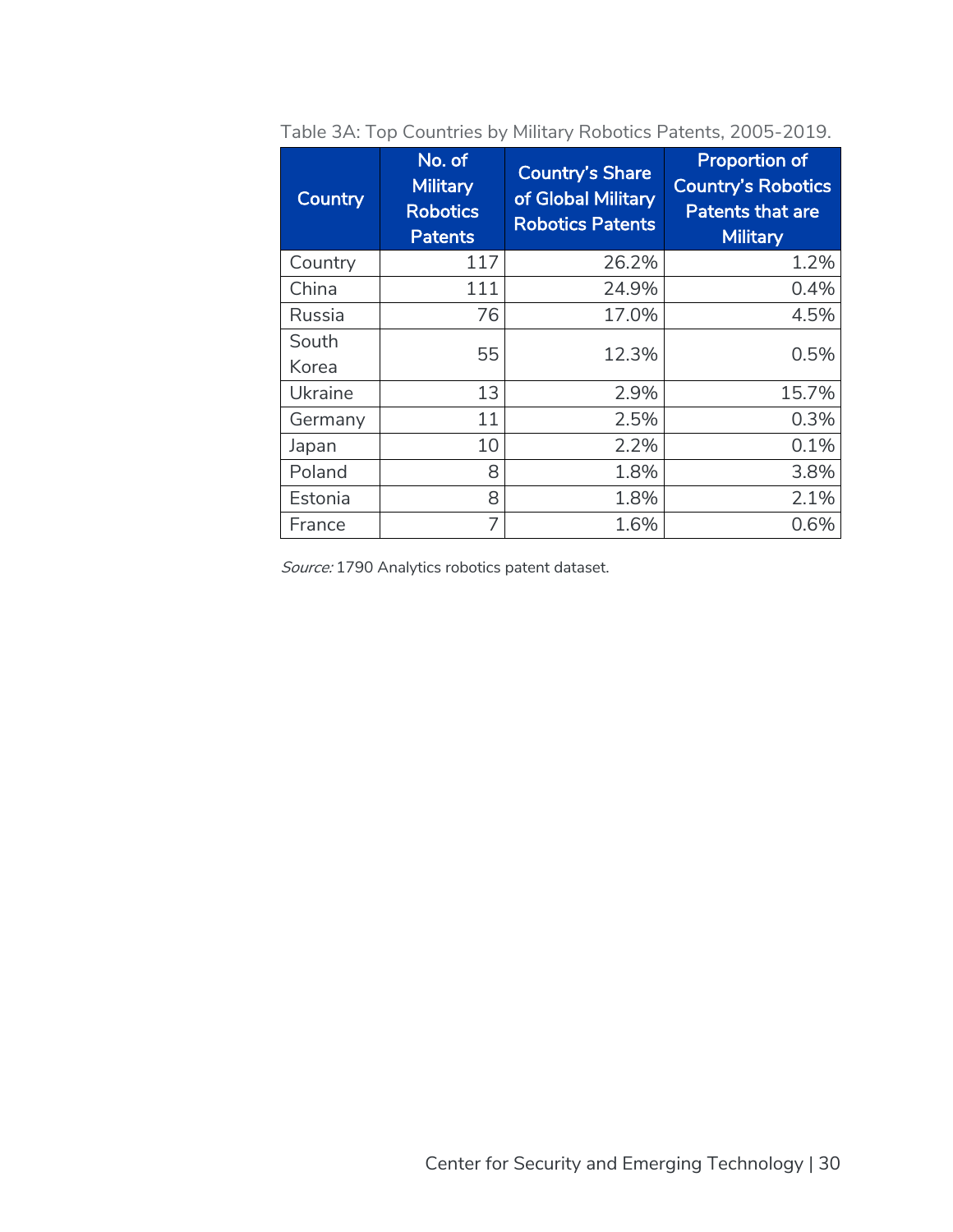Table 3A: Top Countries by Military Robotics Patents, 2005-2019.

| Country | No. of Military Robotics Patents | Country's Share of Global Military Robotics Patents | Proportion of Country's Robotics Patents that are Military |
|---|---|---|---|
| Country | 117 | 26.2% | 1.2% |
| China | 111 | 24.9% | 0.4% |
| Russia | 76 | 17.0% | 4.5% |
| South Korea | 55 | 12.3% | 0.5% |
| Ukraine | 13 | 2.9% | 15.7% |
| Germany | 11 | 2.5% | 0.3% |
| Japan | 10 | 2.2% | 0.1% |
| Poland | 8 | 1.8% | 3.8% |
| Estonia | 8 | 1.8% | 2.1% |
| France | 7 | 1.6% | 0.6% |

*Source:* 1790 Analytics robotics patent dataset.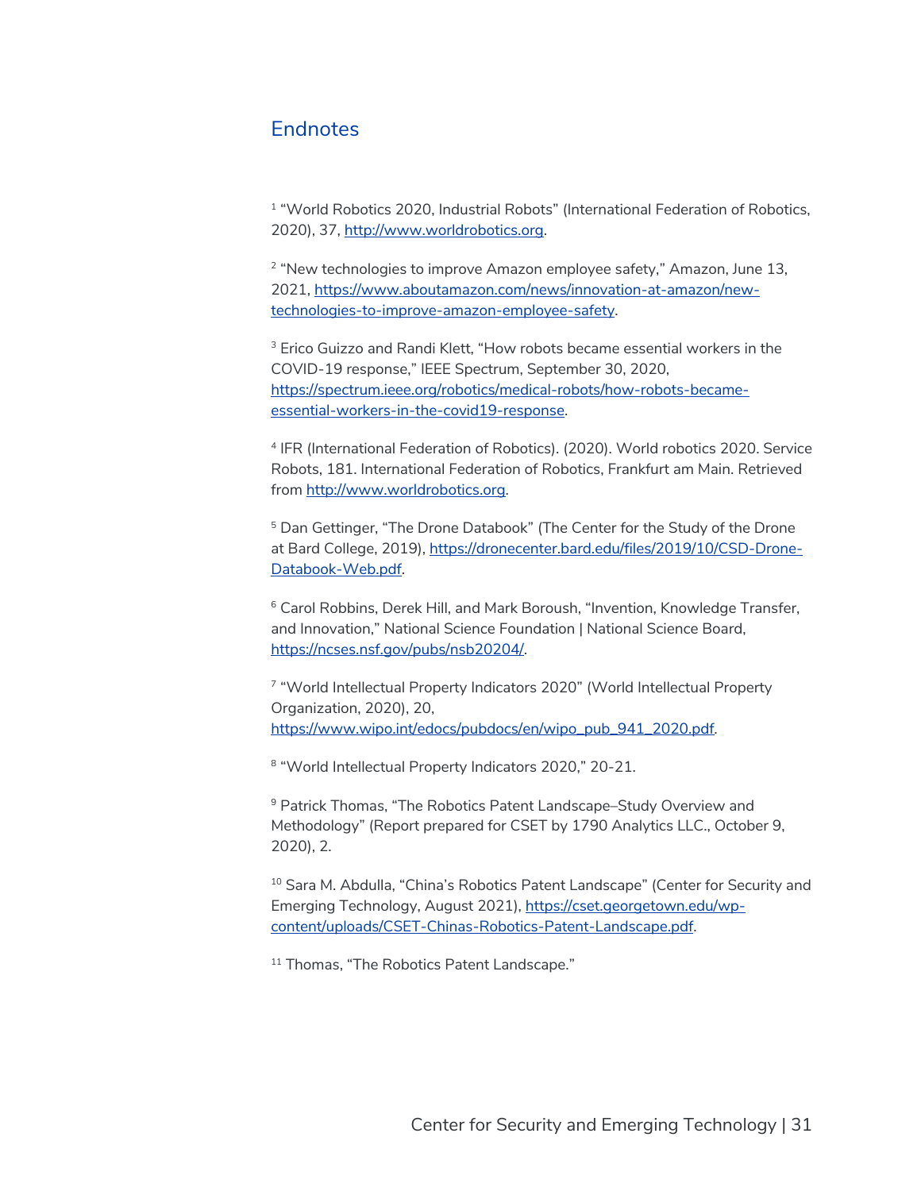## Endnotes

[1] "World Robotics 2020, Industrial Robots" (International Federation of Robotics, 2020), 37, http://www.worldrobotics.org.

[2] "New technologies to improve Amazon employee safety," Amazon, June 13, 2021, https://www.aboutamazon.com/news/innovation-at-amazon/new-technologies-to-improve-amazon-employee-safety.

[3] Erico Guizzo and Randi Klett, "How robots became essential workers in the COVID-19 response," IEEE Spectrum, September 30, 2020, https://spectrum.ieee.org/robotics/medical-robots/how-robots-became-essential-workers-in-the-covid19-response.

[4] IFR (International Federation of Robotics). (2020). World robotics 2020. Service Robots, 181. International Federation of Robotics, Frankfurt am Main. Retrieved from http://www.worldrobotics.org.

[5] Dan Gettinger, "The Drone Databook" (The Center for the Study of the Drone at Bard College, 2019), https://dronecenter.bard.edu/files/2019/10/CSD-Drone-Databook-Web.pdf.

[6] Carol Robbins, Derek Hill, and Mark Boroush, "Invention, Knowledge Transfer, and Innovation," National Science Foundation | National Science Board, https://ncses.nsf.gov/pubs/nsb20204/.

[7] "World Intellectual Property Indicators 2020" (World Intellectual Property Organization, 2020), 20, https://www.wipo.int/edocs/pubdocs/en/wipo_pub_941_2020.pdf.

[8] "World Intellectual Property Indicators 2020," 20-21.

[9] Patrick Thomas, "The Robotics Patent Landscape–Study Overview and Methodology" (Report prepared for CSET by 1790 Analytics LLC., October 9, 2020), 2.

[10] Sara M. Abdulla, "China's Robotics Patent Landscape" (Center for Security and Emerging Technology, August 2021), https://cset.georgetown.edu/wp-content/uploads/CSET-Chinas-Robotics-Patent-Landscape.pdf.

[11] Thomas, "The Robotics Patent Landscape."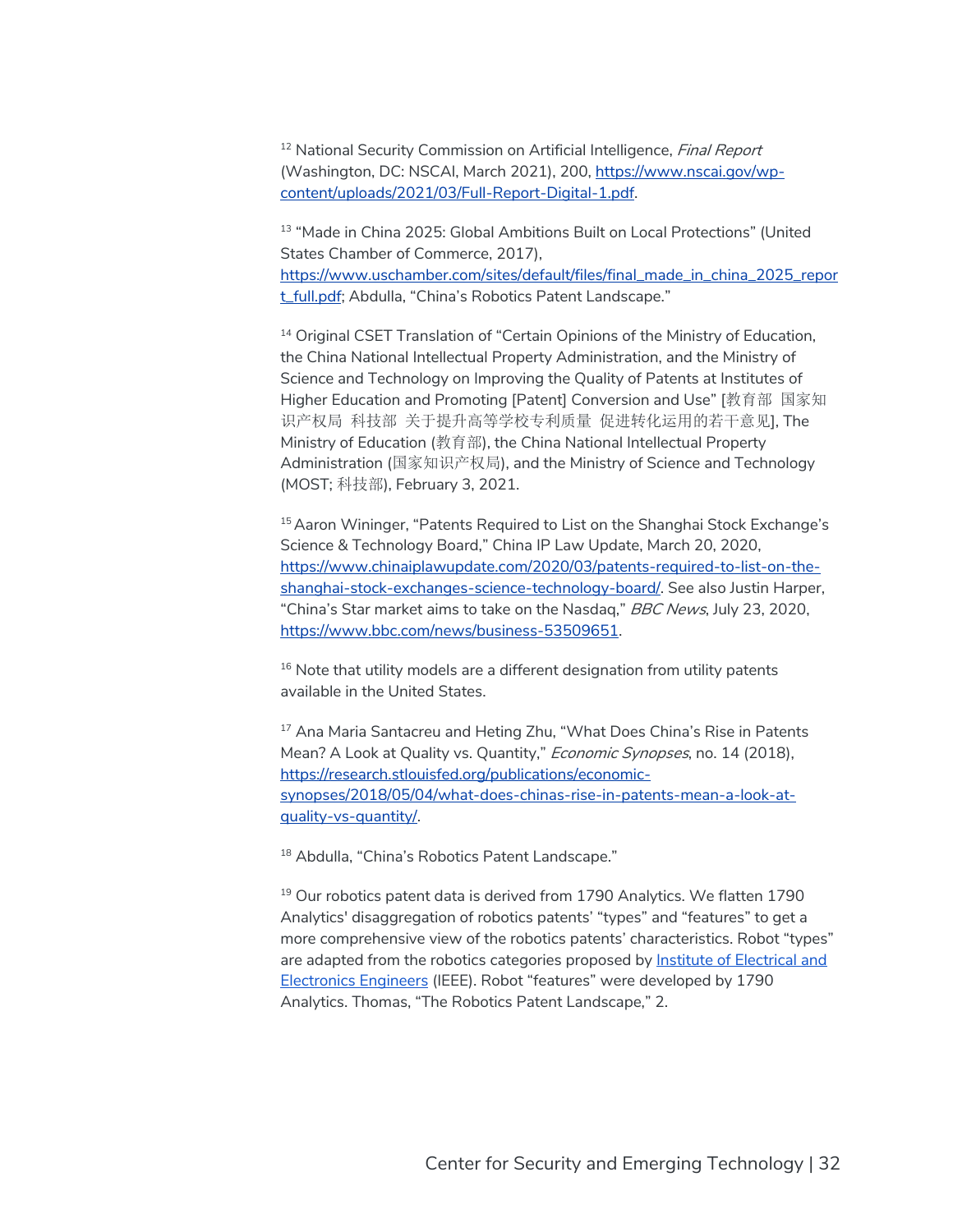[12] National Security Commission on Artificial Intelligence, *Final Report* (Washington, DC: NSCAI, March 2021), 200, https://www.nscai.gov/wp-content/uploads/2021/03/Full-Report-Digital-1.pdf.

[13] "Made in China 2025: Global Ambitions Built on Local Protections" (United States Chamber of Commerce, 2017), https://www.uschamber.com/sites/default/files/final_made_in_china_2025_report_full.pdf; Abdulla, "China's Robotics Patent Landscape."

[14] Original CSET Translation of "Certain Opinions of the Ministry of Education, the China National Intellectual Property Administration, and the Ministry of Science and Technology on Improving the Quality of Patents at Institutes of Higher Education and Promoting [Patent] Conversion and Use" [教育部 国家知识产权局 科技部 关于提升高等学校专利质量 促进转化运用的若干意见], The Ministry of Education (教育部), the China National Intellectual Property Administration (国家知识产权局), and the Ministry of Science and Technology (MOST; 科技部), February 3, 2021.

[15] Aaron Wininger, "Patents Required to List on the Shanghai Stock Exchange's Science & Technology Board," China IP Law Update, March 20, 2020, https://www.chinaiplawupdate.com/2020/03/patents-required-to-list-on-the-shanghai-stock-exchanges-science-technology-board/. See also Justin Harper, "China's Star market aims to take on the Nasdaq," *BBC News*, July 23, 2020, https://www.bbc.com/news/business-53509651.

[16] Note that utility models are a different designation from utility patents available in the United States.

[17] Ana Maria Santacreu and Heting Zhu, "What Does China's Rise in Patents Mean? A Look at Quality vs. Quantity," *Economic Synopses*, no. 14 (2018), https://research.stlouisfed.org/publications/economic-synopses/2018/05/04/what-does-chinas-rise-in-patents-mean-a-look-at-quality-vs-quantity/.

[18] Abdulla, "China's Robotics Patent Landscape."

[19] Our robotics patent data is derived from 1790 Analytics. We flatten 1790 Analytics' disaggregation of robotics patents' "types" and "features" to get a more comprehensive view of the robotics patents' characteristics. Robot "types" are adapted from the robotics categories proposed by Institute of Electrical and Electronics Engineers (IEEE). Robot "features" were developed by 1790 Analytics. Thomas, "The Robotics Patent Landscape," 2.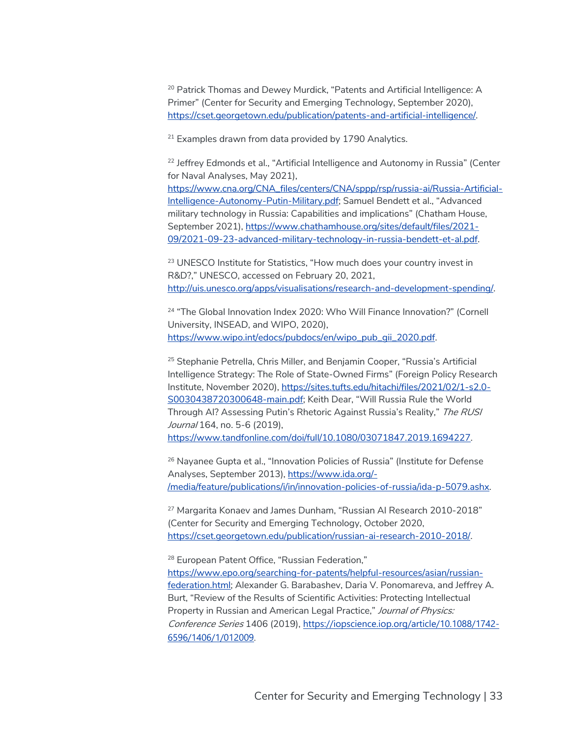[20] Patrick Thomas and Dewey Murdick, "Patents and Artificial Intelligence: A Primer" (Center for Security and Emerging Technology, September 2020), https://cset.georgetown.edu/publication/patents-and-artificial-intelligence/.

[21] Examples drawn from data provided by 1790 Analytics.

[22] Jeffrey Edmonds et al., "Artificial Intelligence and Autonomy in Russia" (Center for Naval Analyses, May 2021), https://www.cna.org/CNA_files/centers/CNA/sppp/rsp/russia-ai/Russia-Artificial-Intelligence-Autonomy-Putin-Military.pdf; Samuel Bendett et al., "Advanced military technology in Russia: Capabilities and implications" (Chatham House, September 2021), https://www.chathamhouse.org/sites/default/files/2021-09/2021-09-23-advanced-military-technology-in-russia-bendett-et-al.pdf.

[23] UNESCO Institute for Statistics, "How much does your country invest in R&D?," UNESCO, accessed on February 20, 2021, http://uis.unesco.org/apps/visualisations/research-and-development-spending/.

[24] "The Global Innovation Index 2020: Who Will Finance Innovation?" (Cornell University, INSEAD, and WIPO, 2020), https://www.wipo.int/edocs/pubdocs/en/wipo_pub_gii_2020.pdf.

[25] Stephanie Petrella, Chris Miller, and Benjamin Cooper, "Russia's Artificial Intelligence Strategy: The Role of State-Owned Firms" (Foreign Policy Research Institute, November 2020), https://sites.tufts.edu/hitachi/files/2021/02/1-s2.0-S0030438720300648-main.pdf; Keith Dear, "Will Russia Rule the World Through AI? Assessing Putin's Rhetoric Against Russia's Reality," *The RUSI Journal* 164, no. 5-6 (2019), https://www.tandfonline.com/doi/full/10.1080/03071847.2019.1694227.

[26] Nayanee Gupta et al., "Innovation Policies of Russia" (Institute for Defense Analyses, September 2013), https://www.ida.org/-/media/feature/publications/i/in/innovation-policies-of-russia/ida-p-5079.ashx.

[27] Margarita Konaev and James Dunham, "Russian AI Research 2010-2018" (Center for Security and Emerging Technology, October 2020, https://cset.georgetown.edu/publication/russian-ai-research-2010-2018/.

[28] European Patent Office, "Russian Federation," https://www.epo.org/searching-for-patents/helpful-resources/asian/russian-federation.html; Alexander G. Barabashev, Daria V. Ponomareva, and Jeffrey A. Burt, "Review of the Results of Scientific Activities: Protecting Intellectual Property in Russian and American Legal Practice," *Journal of Physics: Conference Series* 1406 (2019), https://iopscience.iop.org/article/10.1088/1742-6596/1406/1/012009.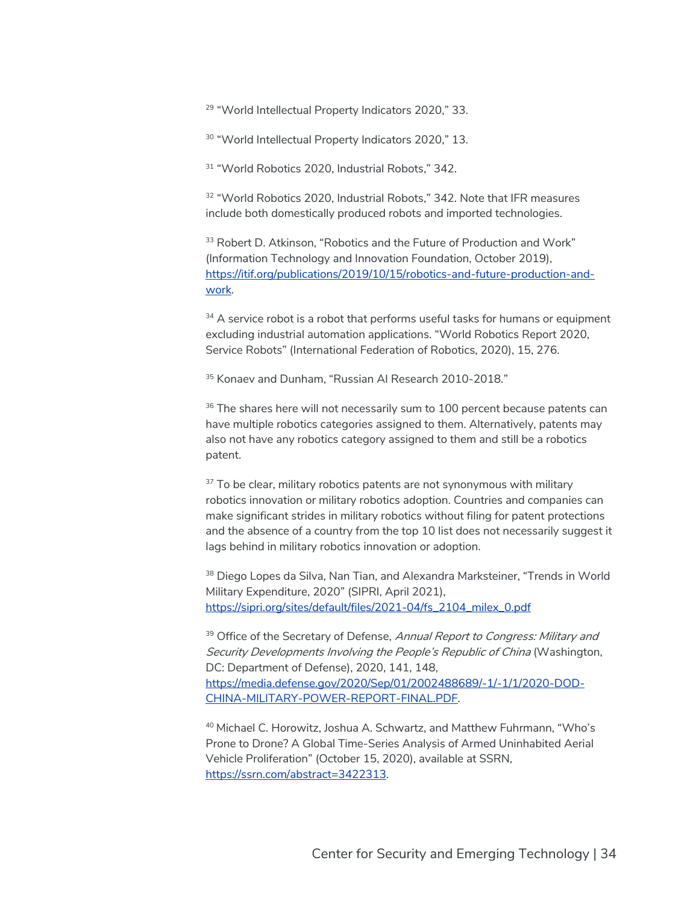[29] "World Intellectual Property Indicators 2020," 33.

[30] "World Intellectual Property Indicators 2020," 13.

[31] "World Robotics 2020, Industrial Robots," 342.

[32] "World Robotics 2020, Industrial Robots," 342. Note that IFR measures include both domestically produced robots and imported technologies.

[33] Robert D. Atkinson, "Robotics and the Future of Production and Work" (Information Technology and Innovation Foundation, October 2019), [https://itif.org/publications/2019/10/15/robotics-and-future-production-and-work](https://itif.org/publications/2019/10/15/robotics-and-future-production-and-work).

[34] A service robot is a robot that performs useful tasks for humans or equipment excluding industrial automation applications. "World Robotics Report 2020, Service Robots" (International Federation of Robotics, 2020), 15, 276.

[35] Konaev and Dunham, "Russian AI Research 2010-2018."

[36] The shares here will not necessarily sum to 100 percent because patents can have multiple robotics categories assigned to them. Alternatively, patents may also not have any robotics category assigned to them and still be a robotics patent.

[37] To be clear, military robotics patents are not synonymous with military robotics innovation or military robotics adoption. Countries and companies can make significant strides in military robotics without filing for patent protections and the absence of a country from the top 10 list does not necessarily suggest it lags behind in military robotics innovation or adoption.

[38] Diego Lopes da Silva, Nan Tian, and Alexandra Marksteiner, "Trends in World Military Expenditure, 2020" (SIPRI, April 2021), [https://sipri.org/sites/default/files/2021-04/fs_2104_milex_0.pdf](https://sipri.org/sites/default/files/2021-04/fs_2104_milex_0.pdf)

[39] Office of the Secretary of Defense, *Annual Report to Congress: Military and Security Developments Involving the People's Republic of China* (Washington, DC: Department of Defense), 2020, 141, 148, [https://media.defense.gov/2020/Sep/01/2002488689/-1/-1/1/2020-DOD-CHINA-MILITARY-POWER-REPORT-FINAL.PDF](https://media.defense.gov/2020/Sep/01/2002488689/-1/-1/1/2020-DOD-CHINA-MILITARY-POWER-REPORT-FINAL.PDF).

[40] Michael C. Horowitz, Joshua A. Schwartz, and Matthew Fuhrmann, "Who's Prone to Drone? A Global Time-Series Analysis of Armed Uninhabited Aerial Vehicle Proliferation" (October 15, 2020), available at SSRN, [https://ssrn.com/abstract=3422313](https://ssrn.com/abstract=3422313).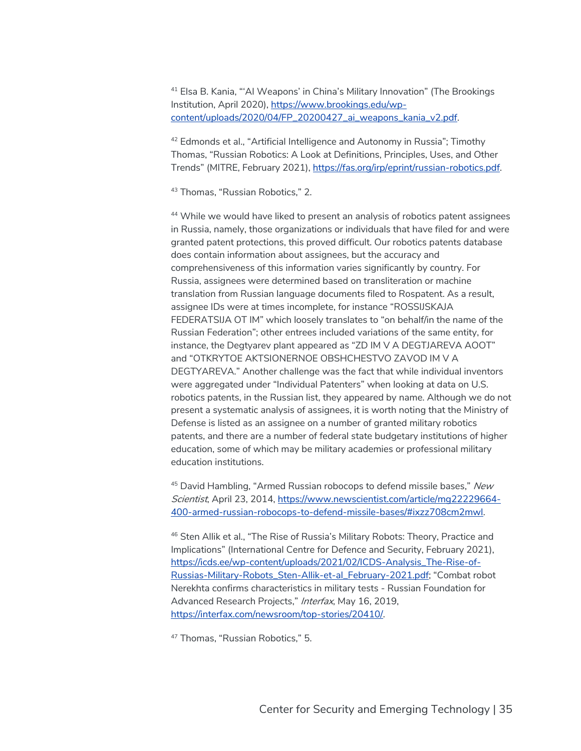[41] Elsa B. Kania, "'AI Weapons' in China's Military Innovation" (The Brookings Institution, April 2020), https://www.brookings.edu/wp-content/uploads/2020/04/FP_20200427_ai_weapons_kania_v2.pdf.

[42] Edmonds et al., "Artificial Intelligence and Autonomy in Russia"; Timothy Thomas, "Russian Robotics: A Look at Definitions, Principles, Uses, and Other Trends" (MITRE, February 2021), https://fas.org/irp/eprint/russian-robotics.pdf.

[43] Thomas, "Russian Robotics," 2.

[44] While we would have liked to present an analysis of robotics patent assignees in Russia, namely, those organizations or individuals that have filed for and were granted patent protections, this proved difficult. Our robotics patents database does contain information about assignees, but the accuracy and comprehensiveness of this information varies significantly by country. For Russia, assignees were determined based on transliteration or machine translation from Russian language documents filed to Rospatent. As a result, assignee IDs were at times incomplete, for instance "ROSSIJSKAJA FEDERATSIJA OT IM" which loosely translates to "on behalf/in the name of the Russian Federation"; other entrees included variations of the same entity, for instance, the Degtyarev plant appeared as "ZD IM V A DEGTJAREVA AOOT" and "OTKRYTOE AKTSIONERNOE OBSHCHESTVO ZAVOD IM V A DEGTYAREVA." Another challenge was the fact that while individual inventors were aggregated under "Individual Patenters" when looking at data on U.S. robotics patents, in the Russian list, they appeared by name. Although we do not present a systematic analysis of assignees, it is worth noting that the Ministry of Defense is listed as an assignee on a number of granted military robotics patents, and there are a number of federal state budgetary institutions of higher education, some of which may be military academies or professional military education institutions.

[45] David Hambling, "Armed Russian robocops to defend missile bases," *New Scientist*, April 23, 2014, https://www.newscientist.com/article/mg22229664-400-armed-russian-robocops-to-defend-missile-bases/#ixzz708cm2mwl.

[46] Sten Allik et al., "The Rise of Russia's Military Robots: Theory, Practice and Implications" (International Centre for Defence and Security, February 2021), https://icds.ee/wp-content/uploads/2021/02/ICDS-Analysis_The-Rise-of-Russias-Military-Robots_Sten-Allik-et-al_February-2021.pdf; "Combat robot Nerekhta confirms characteristics in military tests - Russian Foundation for Advanced Research Projects," *Interfax*, May 16, 2019, https://interfax.com/newsroom/top-stories/20410/.

[47] Thomas, "Russian Robotics," 5.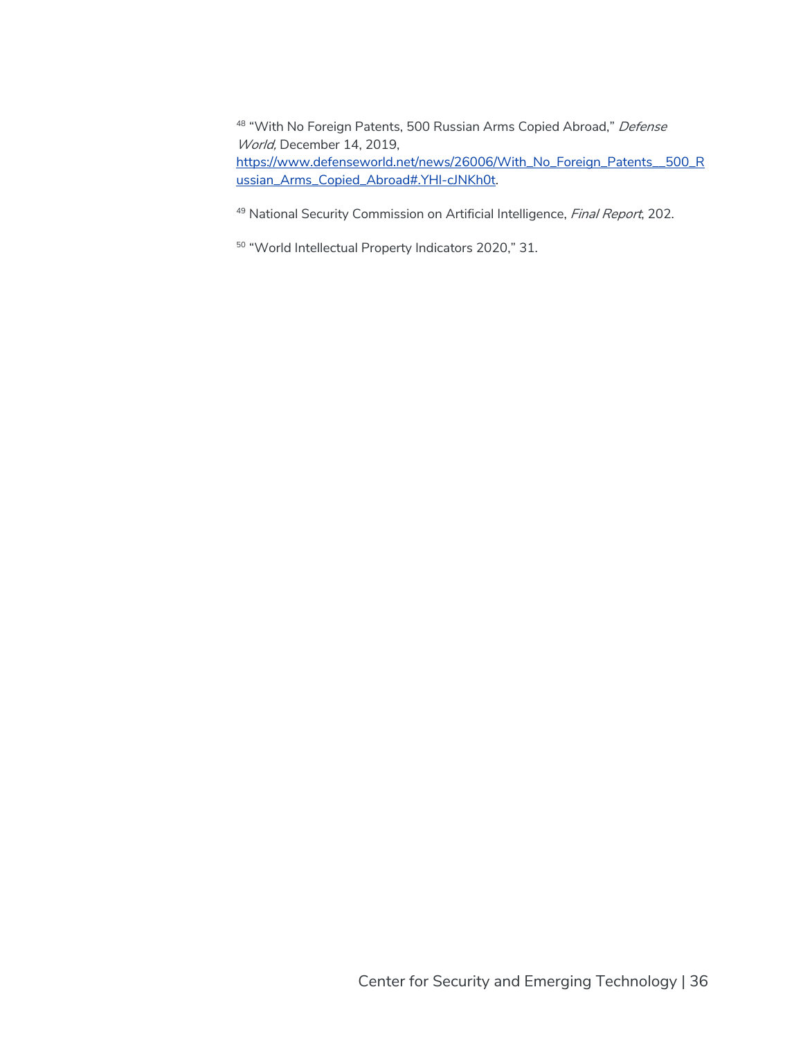[48] "With No Foreign Patents, 500 Russian Arms Copied Abroad," *Defense World,* December 14, 2019, https://www.defenseworld.net/news/26006/With_No_Foreign_Patents__500_Russian_Arms_Copied_Abroad#.YHI-cJNKh0t.

[49] National Security Commission on Artificial Intelligence, *Final Report*, 202.

[50] "World Intellectual Property Indicators 2020," 31.